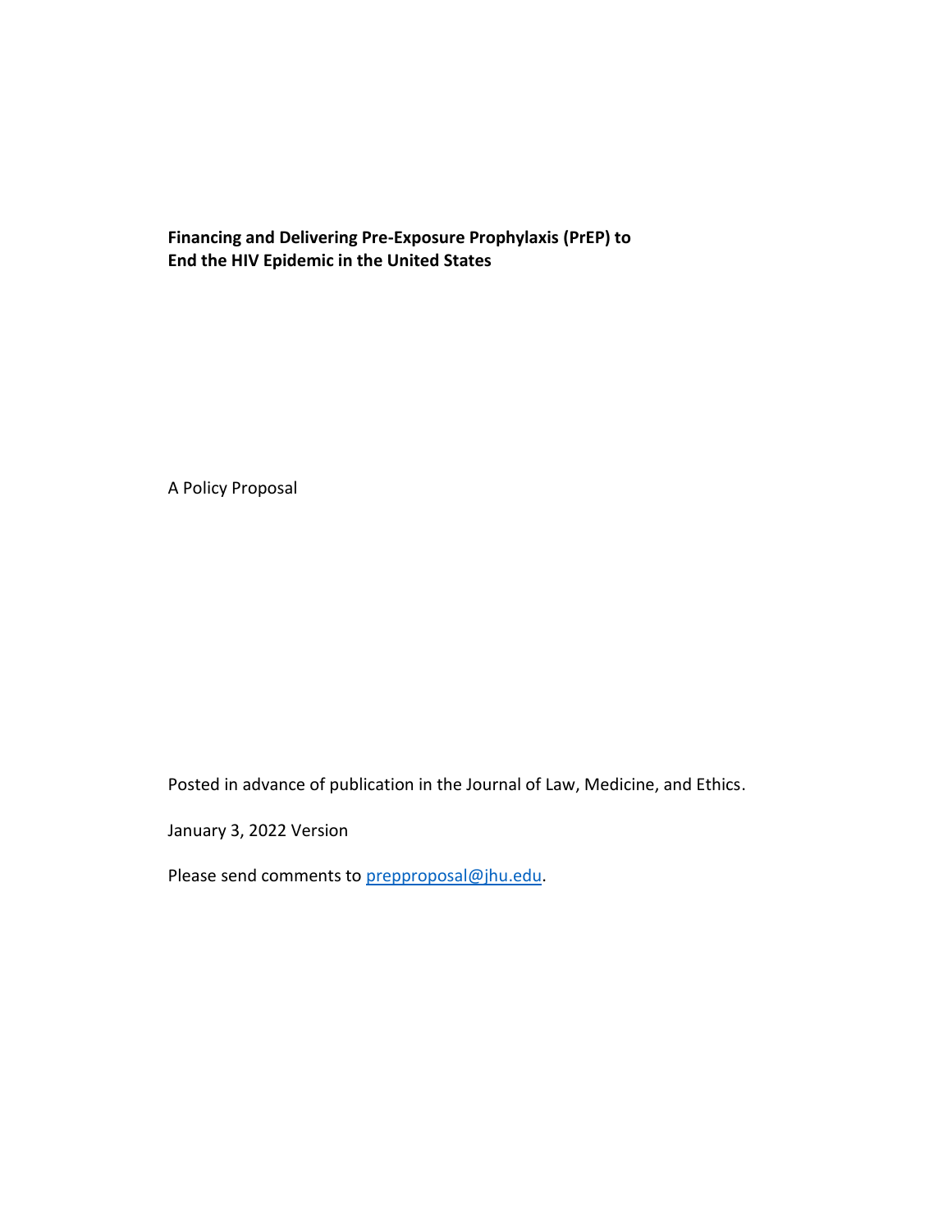# Financing and Delivering Pre-Exposure Prophylaxis (PrEP) to End the HIV Epidemic in the United States

A Policy Proposal

Posted in advance of publication in the Journal of Law, Medicine, and Ethics.

January 3, 2022 Version

Please send comments to prepproposal@jhu.edu.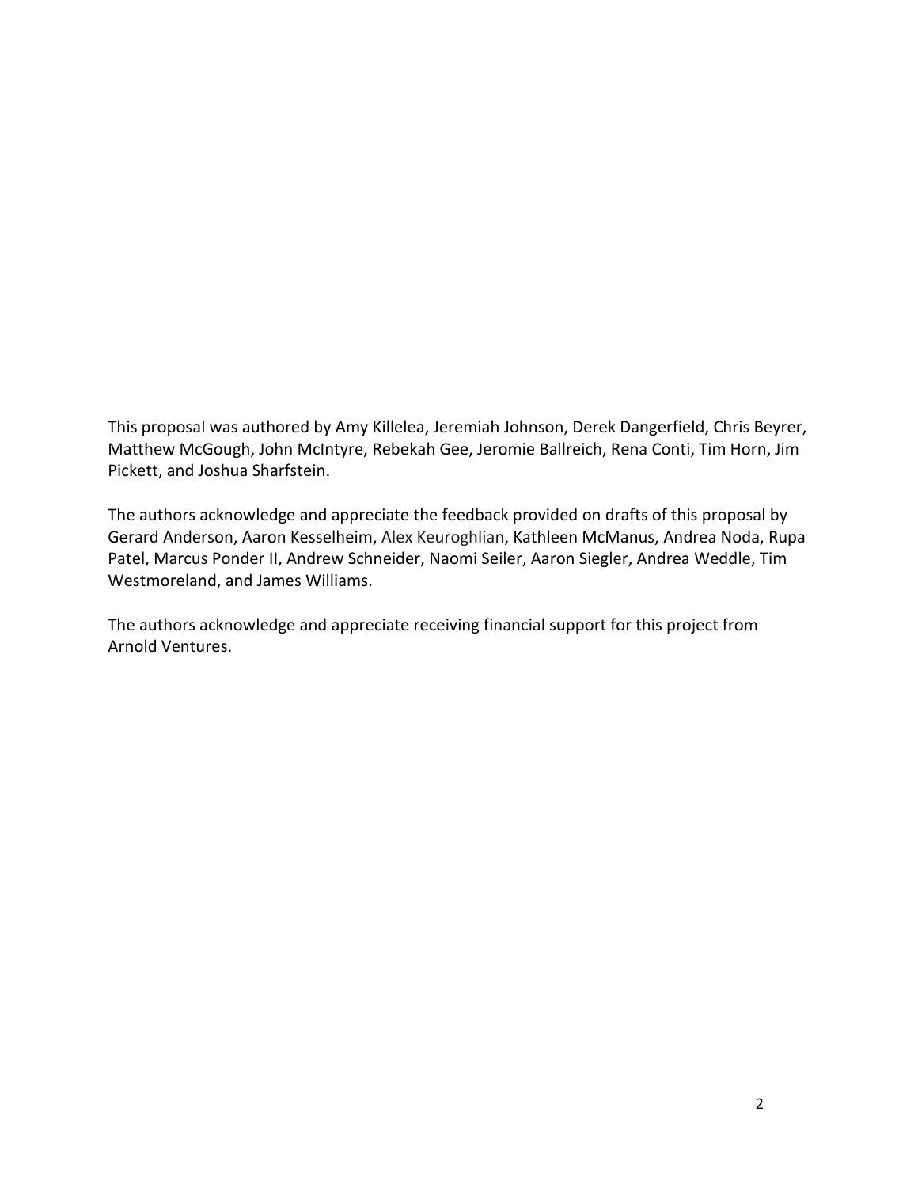This proposal was authored by Amy Killelea, Jeremiah Johnson, Derek Dangerfield, Chris Beyrer, Matthew McGough, John McIntyre, Rebekah Gee, Jeromie Ballreich, Rena Conti, Tim Horn, Jim Pickett, and Joshua Sharfstein.

The authors acknowledge and appreciate the feedback provided on drafts of this proposal by Gerard Anderson, Aaron Kesselheim, Alex Keuroghlian, Kathleen McManus, Andrea Noda, Rupa Patel, Marcus Ponder II, Andrew Schneider, Naomi Seiler, Aaron Siegler, Andrea Weddle, Tim Westmoreland, and James Williams.

The authors acknowledge and appreciate receiving financial support for this project from Arnold Ventures.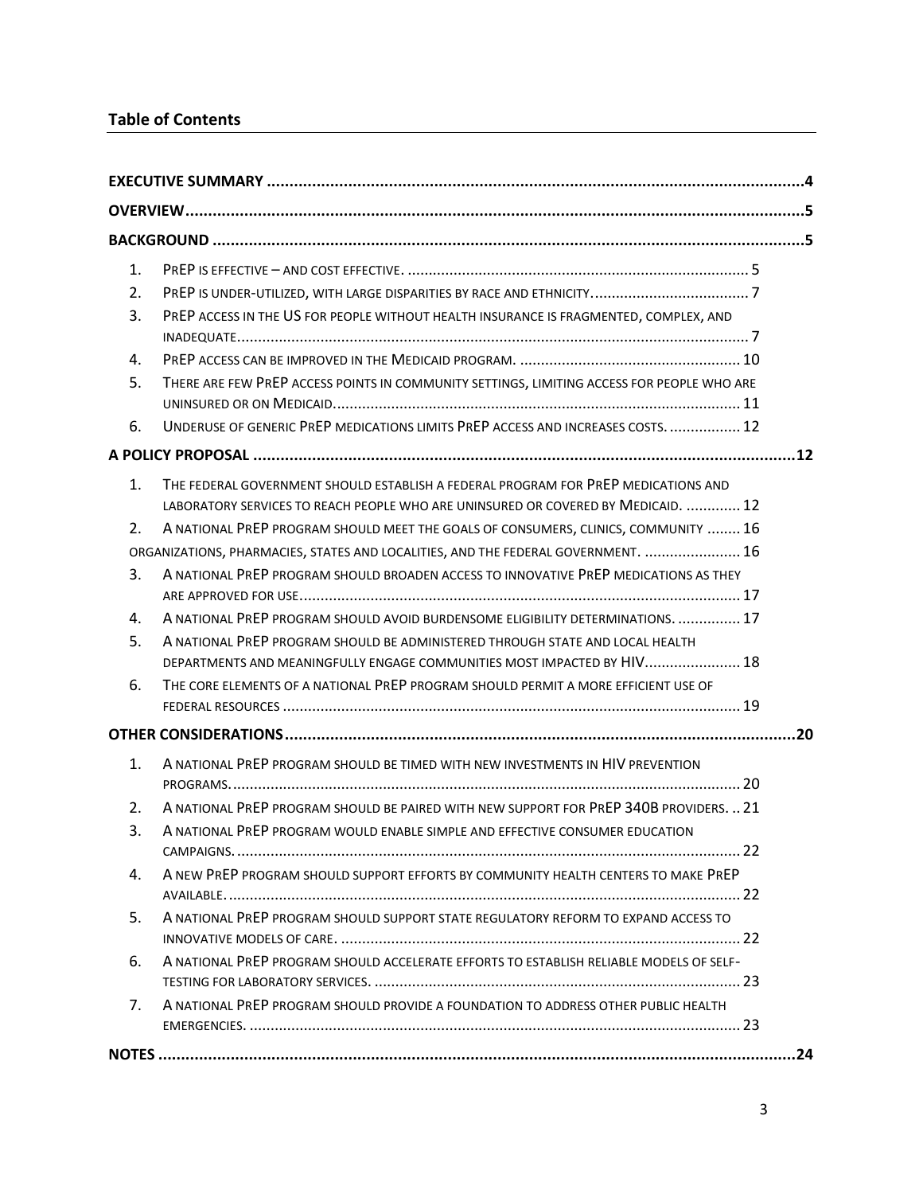## Table of Contents

**EXECUTIVE SUMMARY** .......... 4

**OVERVIEW** .......... 5

**BACKGROUND** .......... 5

1. PrEP is effective – and cost effective. .......... 5
2. PrEP is under-utilized, with large disparities by race and ethnicity. .......... 7
3. PrEP access in the US for people without health insurance is fragmented, complex, and inadequate. .......... 7
4. PrEP access can be improved in the Medicaid program. .......... 10
5. There are few PrEP access points in community settings, limiting access for people who are uninsured or on Medicaid. .......... 11
6. Underuse of generic PrEP medications limits PrEP access and increases costs. .......... 12

**A POLICY PROPOSAL** .......... 12

1. The federal government should establish a federal program for PrEP medications and laboratory services to reach people who are uninsured or covered by Medicaid. .......... 12
2. A national PrEP program should meet the goals of consumers, clinics, community .......... 16
   organizations, pharmacies, states and localities, and the federal government. .......... 16
3. A national PrEP program should broaden access to innovative PrEP medications as they are approved for use. .......... 17
4. A national PrEP program should avoid burdensome eligibility determinations. .......... 17
5. A national PrEP program should be administered through state and local health departments and meaningfully engage communities most impacted by HIV. .......... 18
6. The core elements of a national PrEP program should permit a more efficient use of federal resources .......... 19

**OTHER CONSIDERATIONS** .......... 20

1. A national PrEP program should be timed with new investments in HIV prevention programs. .......... 20
2. A national PrEP program should be paired with new support for PrEP 340B providers. .......... 21
3. A national PrEP program would enable simple and effective consumer education campaigns. .......... 22
4. A new PrEP program should support efforts by community health centers to make PrEP available. .......... 22
5. A national PrEP program should support state regulatory reform to expand access to innovative models of care. .......... 22
6. A national PrEP program should accelerate efforts to establish reliable models of self-testing for laboratory services. .......... 23
7. A national PrEP program should provide a foundation to address other public health emergencies. .......... 23

**NOTES** .......... 24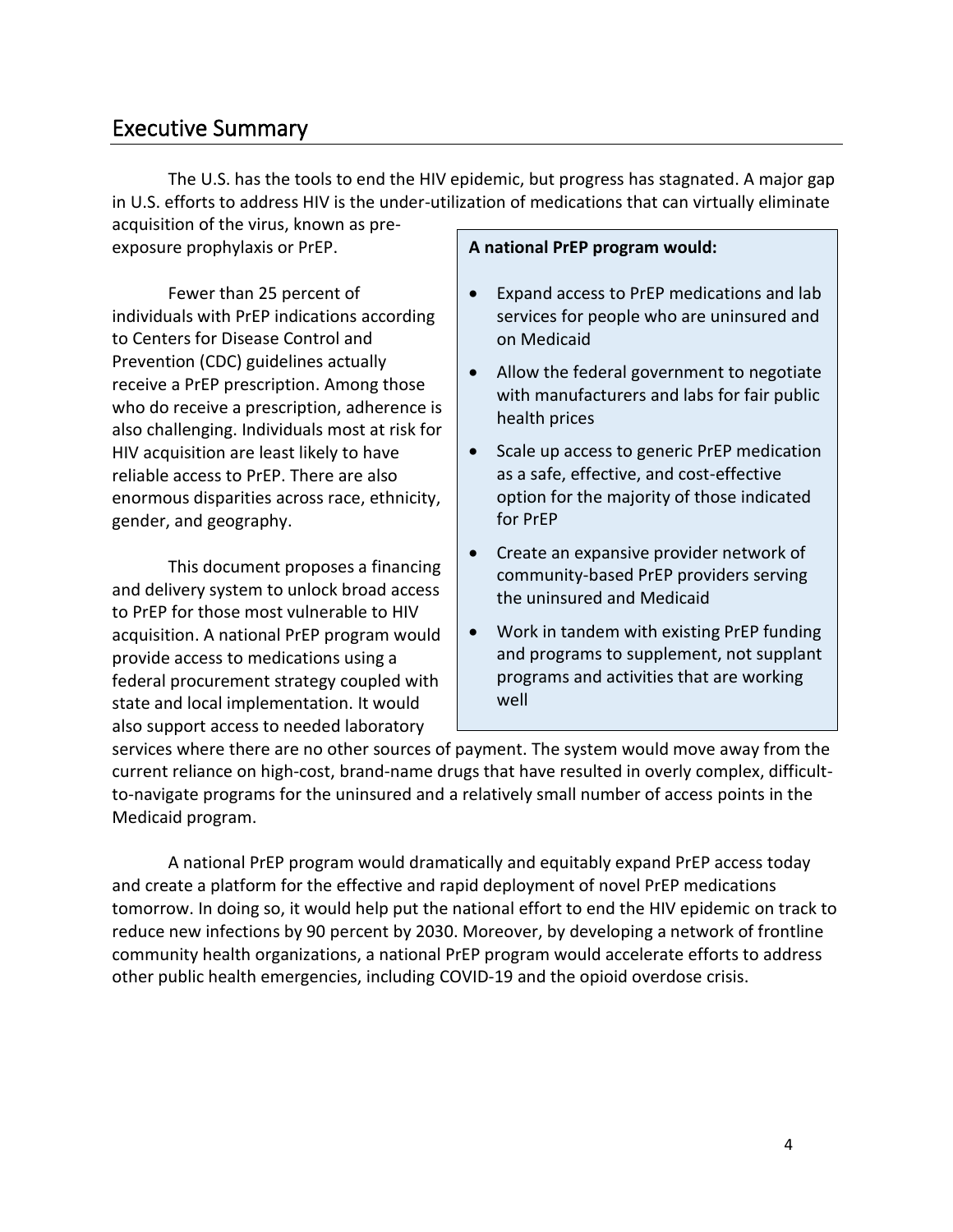## Executive Summary

The U.S. has the tools to end the HIV epidemic, but progress has stagnated. A major gap in U.S. efforts to address HIV is the under-utilization of medications that can virtually eliminate acquisition of the virus, known as pre-exposure prophylaxis or PrEP.

Fewer than 25 percent of individuals with PrEP indications according to Centers for Disease Control and Prevention (CDC) guidelines actually receive a PrEP prescription. Among those who do receive a prescription, adherence is also challenging. Individuals most at risk for HIV acquisition are least likely to have reliable access to PrEP. There are also enormous disparities across race, ethnicity, gender, and geography.

This document proposes a financing and delivery system to unlock broad access to PrEP for those most vulnerable to HIV acquisition. A national PrEP program would provide access to medications using a federal procurement strategy coupled with state and local implementation. It would also support access to needed laboratory services where there are no other sources of payment. The system would move away from the current reliance on high-cost, brand-name drugs that have resulted in overly complex, difficult-to-navigate programs for the uninsured and a relatively small number of access points in the Medicaid program.

**A national PrEP program would:**

- Expand access to PrEP medications and lab services for people who are uninsured and on Medicaid
- Allow the federal government to negotiate with manufacturers and labs for fair public health prices
- Scale up access to generic PrEP medication as a safe, effective, and cost-effective option for the majority of those indicated for PrEP
- Create an expansive provider network of community-based PrEP providers serving the uninsured and Medicaid
- Work in tandem with existing PrEP funding and programs to supplement, not supplant programs and activities that are working well

A national PrEP program would dramatically and equitably expand PrEP access today and create a platform for the effective and rapid deployment of novel PrEP medications tomorrow. In doing so, it would help put the national effort to end the HIV epidemic on track to reduce new infections by 90 percent by 2030. Moreover, by developing a network of frontline community health organizations, a national PrEP program would accelerate efforts to address other public health emergencies, including COVID-19 and the opioid overdose crisis.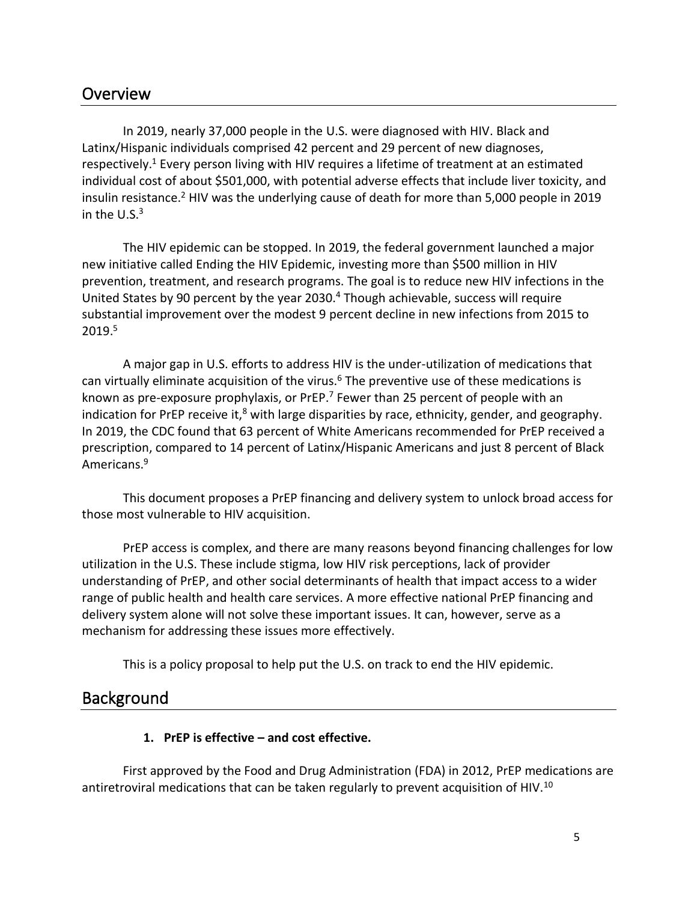## Overview

In 2019, nearly 37,000 people in the U.S. were diagnosed with HIV. Black and Latinx/Hispanic individuals comprised 42 percent and 29 percent of new diagnoses, respectively.[1] Every person living with HIV requires a lifetime of treatment at an estimated individual cost of about $501,000, with potential adverse effects that include liver toxicity, and insulin resistance.[2] HIV was the underlying cause of death for more than 5,000 people in 2019 in the U.S.[3]

The HIV epidemic can be stopped. In 2019, the federal government launched a major new initiative called Ending the HIV Epidemic, investing more than $500 million in HIV prevention, treatment, and research programs. The goal is to reduce new HIV infections in the United States by 90 percent by the year 2030.[4] Though achievable, success will require substantial improvement over the modest 9 percent decline in new infections from 2015 to 2019.[5]

A major gap in U.S. efforts to address HIV is the under-utilization of medications that can virtually eliminate acquisition of the virus.[6] The preventive use of these medications is known as pre-exposure prophylaxis, or PrEP.[7] Fewer than 25 percent of people with an indication for PrEP receive it,[8] with large disparities by race, ethnicity, gender, and geography. In 2019, the CDC found that 63 percent of White Americans recommended for PrEP received a prescription, compared to 14 percent of Latinx/Hispanic Americans and just 8 percent of Black Americans.[9]

This document proposes a PrEP financing and delivery system to unlock broad access for those most vulnerable to HIV acquisition.

PrEP access is complex, and there are many reasons beyond financing challenges for low utilization in the U.S. These include stigma, low HIV risk perceptions, lack of provider understanding of PrEP, and other social determinants of health that impact access to a wider range of public health and health care services. A more effective national PrEP financing and delivery system alone will not solve these important issues. It can, however, serve as a mechanism for addressing these issues more effectively.

This is a policy proposal to help put the U.S. on track to end the HIV epidemic.

## Background

**1. PrEP is effective – and cost effective.**

First approved by the Food and Drug Administration (FDA) in 2012, PrEP medications are antiretroviral medications that can be taken regularly to prevent acquisition of HIV.[10]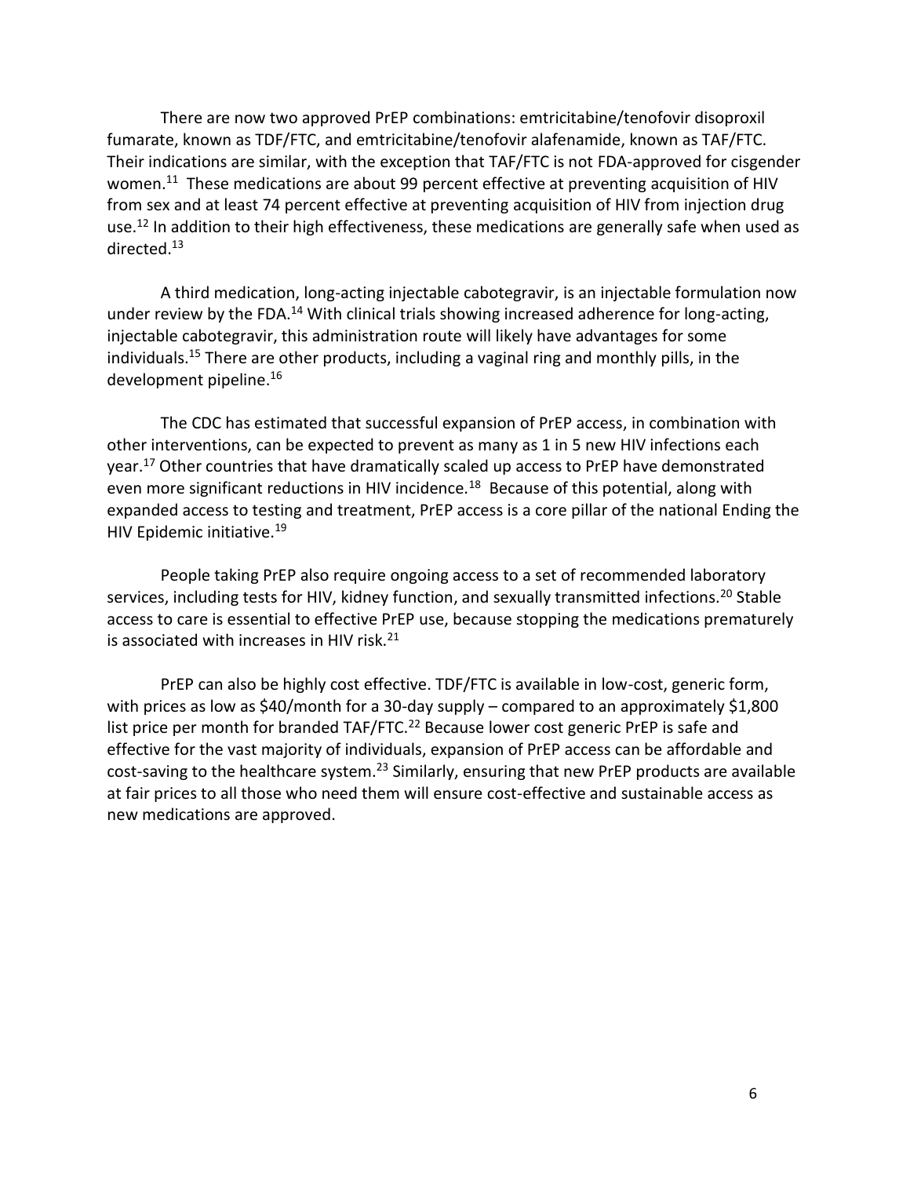There are now two approved PrEP combinations: emtricitabine/tenofovir disoproxil fumarate, known as TDF/FTC, and emtricitabine/tenofovir alafenamide, known as TAF/FTC. Their indications are similar, with the exception that TAF/FTC is not FDA-approved for cisgender women.[11] These medications are about 99 percent effective at preventing acquisition of HIV from sex and at least 74 percent effective at preventing acquisition of HIV from injection drug use.[12] In addition to their high effectiveness, these medications are generally safe when used as directed.[13]

A third medication, long-acting injectable cabotegravir, is an injectable formulation now under review by the FDA.[14] With clinical trials showing increased adherence for long-acting, injectable cabotegravir, this administration route will likely have advantages for some individuals.[15] There are other products, including a vaginal ring and monthly pills, in the development pipeline.[16]

The CDC has estimated that successful expansion of PrEP access, in combination with other interventions, can be expected to prevent as many as 1 in 5 new HIV infections each year.[17] Other countries that have dramatically scaled up access to PrEP have demonstrated even more significant reductions in HIV incidence.[18] Because of this potential, along with expanded access to testing and treatment, PrEP access is a core pillar of the national Ending the HIV Epidemic initiative.[19]

People taking PrEP also require ongoing access to a set of recommended laboratory services, including tests for HIV, kidney function, and sexually transmitted infections.[20] Stable access to care is essential to effective PrEP use, because stopping the medications prematurely is associated with increases in HIV risk.[21]

PrEP can also be highly cost effective. TDF/FTC is available in low-cost, generic form, with prices as low as $40/month for a 30-day supply – compared to an approximately $1,800 list price per month for branded TAF/FTC.[22] Because lower cost generic PrEP is safe and effective for the vast majority of individuals, expansion of PrEP access can be affordable and cost-saving to the healthcare system.[23] Similarly, ensuring that new PrEP products are available at fair prices to all those who need them will ensure cost-effective and sustainable access as new medications are approved.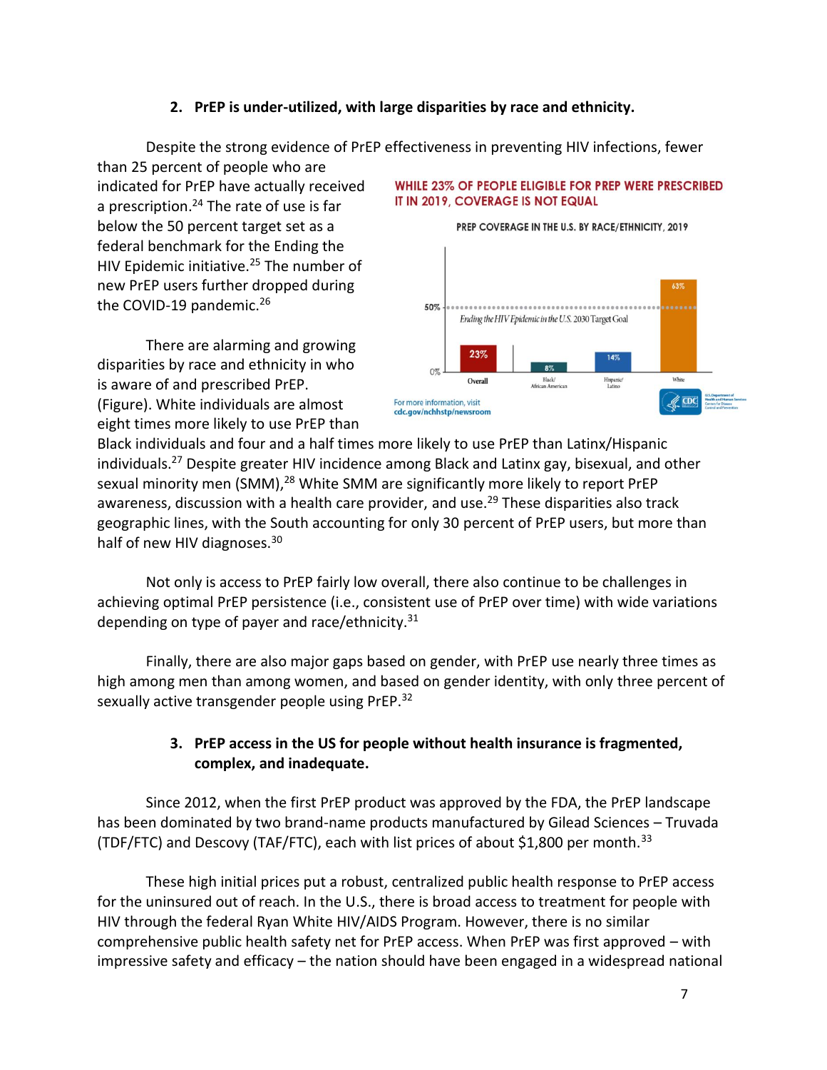2. **PrEP is under-utilized, with large disparities by race and ethnicity.**

Despite the strong evidence of PrEP effectiveness in preventing HIV infections, fewer than 25 percent of people who are indicated for PrEP have actually received a prescription.[24] The rate of use is far below the 50 percent target set as a federal benchmark for the Ending the HIV Epidemic initiative.[25] The number of new PrEP users further dropped during the COVID-19 pandemic.[26]

WHILE 23% OF PEOPLE ELIGIBLE FOR PREP WERE PRESCRIBED IT IN 2019, COVERAGE IS NOT EQUAL

PREP COVERAGE IN THE U.S. BY RACE/ETHNICITY, 2019

| | Overall | Black/African American | Hispanic/Latino | White |
|---|---|---|---|---|
| PrEP coverage | 23% | 8% | 14% | 63% |

*Ending the HIV Epidemic in the U.S. 2030 Target Goal*: 50%

For more information, visit cdc.gov/nchhstp/newsroom

There are alarming and growing disparities by race and ethnicity in who is aware of and prescribed PrEP. (Figure). White individuals are almost eight times more likely to use PrEP than Black individuals and four and a half times more likely to use PrEP than Latinx/Hispanic individuals.[27] Despite greater HIV incidence among Black and Latinx gay, bisexual, and other sexual minority men (SMM),[28] White SMM are significantly more likely to report PrEP awareness, discussion with a health care provider, and use.[29] These disparities also track geographic lines, with the South accounting for only 30 percent of PrEP users, but more than half of new HIV diagnoses.[30]

Not only is access to PrEP fairly low overall, there also continue to be challenges in achieving optimal PrEP persistence (i.e., consistent use of PrEP over time) with wide variations depending on type of payer and race/ethnicity.[31]

Finally, there are also major gaps based on gender, with PrEP use nearly three times as high among men than among women, and based on gender identity, with only three percent of sexually active transgender people using PrEP.[32]

3. **PrEP access in the US for people without health insurance is fragmented, complex, and inadequate.**

Since 2012, when the first PrEP product was approved by the FDA, the PrEP landscape has been dominated by two brand-name products manufactured by Gilead Sciences – Truvada (TDF/FTC) and Descovy (TAF/FTC), each with list prices of about $1,800 per month.[33]

These high initial prices put a robust, centralized public health response to PrEP access for the uninsured out of reach. In the U.S., there is broad access to treatment for people with HIV through the federal Ryan White HIV/AIDS Program. However, there is no similar comprehensive public health safety net for PrEP access. When PrEP was first approved – with impressive safety and efficacy – the nation should have been engaged in a widespread national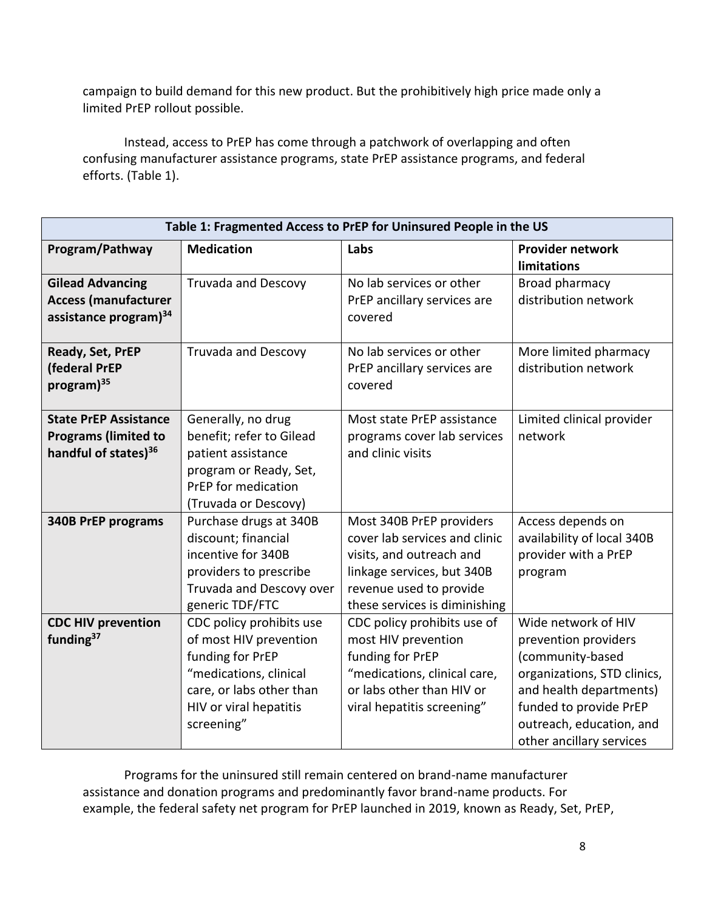campaign to build demand for this new product. But the prohibitively high price made only a limited PrEP rollout possible.

Instead, access to PrEP has come through a patchwork of overlapping and often confusing manufacturer assistance programs, state PrEP assistance programs, and federal efforts. (Table 1).

| Table 1: Fragmented Access to PrEP for Uninsured People in the US | | | |
|---|---|---|---|
| **Program/Pathway** | **Medication** | **Labs** | **Provider network limitations** |
| **Gilead Advancing Access (manufacturer assistance program)[34]** | Truvada and Descovy | No lab services or other PrEP ancillary services are covered | Broad pharmacy distribution network |
| **Ready, Set, PrEP (federal PrEP program)[35]** | Truvada and Descovy | No lab services or other PrEP ancillary services are covered | More limited pharmacy distribution network |
| **State PrEP Assistance Programs (limited to handful of states)[36]** | Generally, no drug benefit; refer to Gilead patient assistance program or Ready, Set, PrEP for medication (Truvada or Descovy) | Most state PrEP assistance programs cover lab services and clinic visits | Limited clinical provider network |
| **340B PrEP programs** | Purchase drugs at 340B discount; financial incentive for 340B providers to prescribe Truvada and Descovy over generic TDF/FTC | Most 340B PrEP providers cover lab services and clinic visits, and outreach and linkage services, but 340B revenue used to provide these services is diminishing | Access depends on availability of local 340B provider with a PrEP program |
| **CDC HIV prevention funding[37]** | CDC policy prohibits use of most HIV prevention funding for PrEP "medications, clinical care, or labs other than HIV or viral hepatitis screening" | CDC policy prohibits use of most HIV prevention funding for PrEP "medications, clinical care, or labs other than HIV or viral hepatitis screening" | Wide network of HIV prevention providers (community-based organizations, STD clinics, and health departments) funded to provide PrEP outreach, education, and other ancillary services |

Programs for the uninsured still remain centered on brand-name manufacturer assistance and donation programs and predominantly favor brand-name products. For example, the federal safety net program for PrEP launched in 2019, known as Ready, Set, PrEP,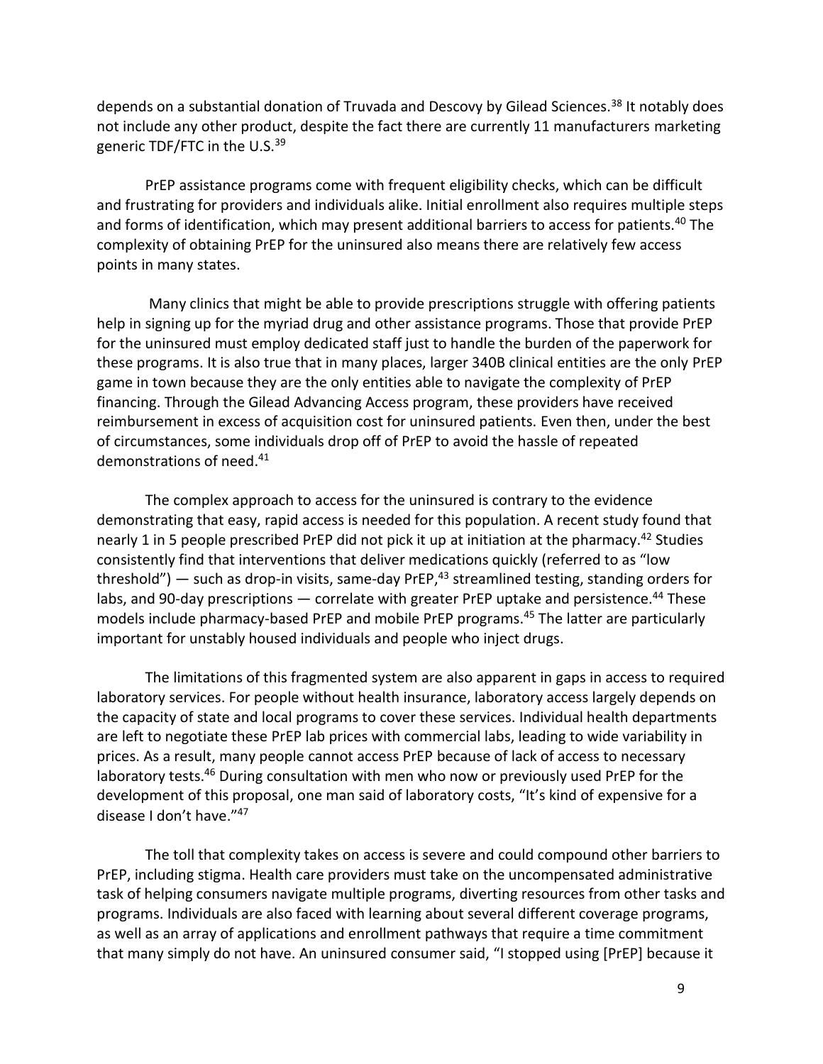depends on a substantial donation of Truvada and Descovy by Gilead Sciences.[38] It notably does not include any other product, despite the fact there are currently 11 manufacturers marketing generic TDF/FTC in the U.S.[39]

PrEP assistance programs come with frequent eligibility checks, which can be difficult and frustrating for providers and individuals alike. Initial enrollment also requires multiple steps and forms of identification, which may present additional barriers to access for patients.[40] The complexity of obtaining PrEP for the uninsured also means there are relatively few access points in many states.

Many clinics that might be able to provide prescriptions struggle with offering patients help in signing up for the myriad drug and other assistance programs. Those that provide PrEP for the uninsured must employ dedicated staff just to handle the burden of the paperwork for these programs. It is also true that in many places, larger 340B clinical entities are the only PrEP game in town because they are the only entities able to navigate the complexity of PrEP financing. Through the Gilead Advancing Access program, these providers have received reimbursement in excess of acquisition cost for uninsured patients. Even then, under the best of circumstances, some individuals drop off of PrEP to avoid the hassle of repeated demonstrations of need.[41]

The complex approach to access for the uninsured is contrary to the evidence demonstrating that easy, rapid access is needed for this population. A recent study found that nearly 1 in 5 people prescribed PrEP did not pick it up at initiation at the pharmacy.[42] Studies consistently find that interventions that deliver medications quickly (referred to as "low threshold") — such as drop-in visits, same-day PrEP,[43] streamlined testing, standing orders for labs, and 90-day prescriptions — correlate with greater PrEP uptake and persistence.[44] These models include pharmacy-based PrEP and mobile PrEP programs.[45] The latter are particularly important for unstably housed individuals and people who inject drugs.

The limitations of this fragmented system are also apparent in gaps in access to required laboratory services. For people without health insurance, laboratory access largely depends on the capacity of state and local programs to cover these services. Individual health departments are left to negotiate these PrEP lab prices with commercial labs, leading to wide variability in prices. As a result, many people cannot access PrEP because of lack of access to necessary laboratory tests.[46] During consultation with men who now or previously used PrEP for the development of this proposal, one man said of laboratory costs, "It's kind of expensive for a disease I don't have."[47]

The toll that complexity takes on access is severe and could compound other barriers to PrEP, including stigma. Health care providers must take on the uncompensated administrative task of helping consumers navigate multiple programs, diverting resources from other tasks and programs. Individuals are also faced with learning about several different coverage programs, as well as an array of applications and enrollment pathways that require a time commitment that many simply do not have. An uninsured consumer said, "I stopped using [PrEP] because it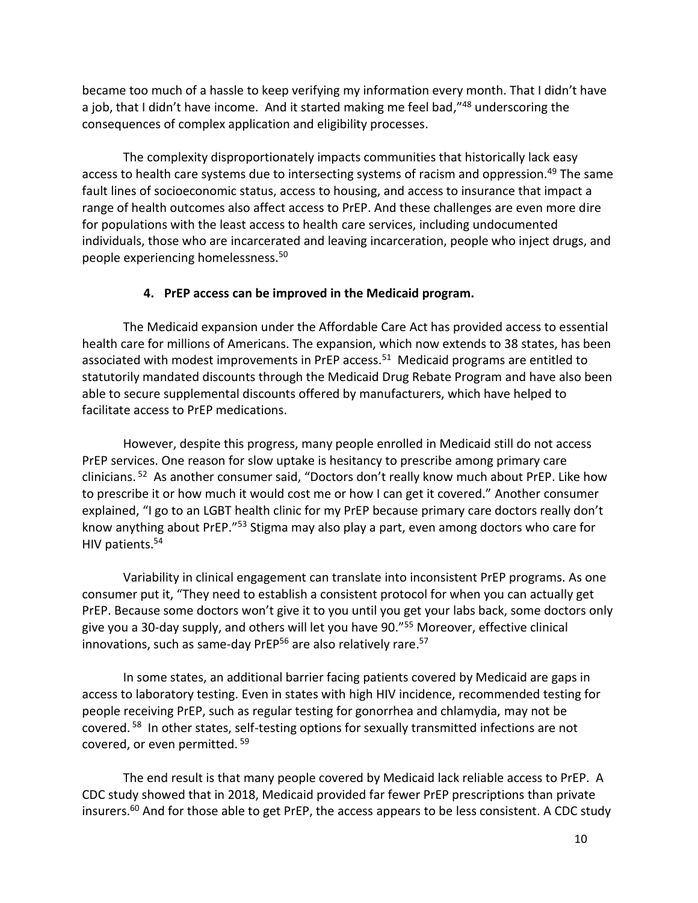became too much of a hassle to keep verifying my information every month. That I didn't have a job, that I didn't have income. And it started making me feel bad,"[48] underscoring the consequences of complex application and eligibility processes.

The complexity disproportionately impacts communities that historically lack easy access to health care systems due to intersecting systems of racism and oppression.[49] The same fault lines of socioeconomic status, access to housing, and access to insurance that impact a range of health outcomes also affect access to PrEP. And these challenges are even more dire for populations with the least access to health care services, including undocumented individuals, those who are incarcerated and leaving incarceration, people who inject drugs, and people experiencing homelessness.[50]

### 4. PrEP access can be improved in the Medicaid program.

The Medicaid expansion under the Affordable Care Act has provided access to essential health care for millions of Americans. The expansion, which now extends to 38 states, has been associated with modest improvements in PrEP access.[51] Medicaid programs are entitled to statutorily mandated discounts through the Medicaid Drug Rebate Program and have also been able to secure supplemental discounts offered by manufacturers, which have helped to facilitate access to PrEP medications.

However, despite this progress, many people enrolled in Medicaid still do not access PrEP services. One reason for slow uptake is hesitancy to prescribe among primary care clinicians.[52] As another consumer said, "Doctors don't really know much about PrEP. Like how to prescribe it or how much it would cost me or how I can get it covered." Another consumer explained, "I go to an LGBT health clinic for my PrEP because primary care doctors really don't know anything about PrEP."[53] Stigma may also play a part, even among doctors who care for HIV patients.[54]

Variability in clinical engagement can translate into inconsistent PrEP programs. As one consumer put it, "They need to establish a consistent protocol for when you can actually get PrEP. Because some doctors won't give it to you until you get your labs back, some doctors only give you a 30-day supply, and others will let you have 90."[55] Moreover, effective clinical innovations, such as same-day PrEP[56] are also relatively rare.[57]

In some states, an additional barrier facing patients covered by Medicaid are gaps in access to laboratory testing. Even in states with high HIV incidence, recommended testing for people receiving PrEP, such as regular testing for gonorrhea and chlamydia, may not be covered.[58] In other states, self-testing options for sexually transmitted infections are not covered, or even permitted.[59]

The end result is that many people covered by Medicaid lack reliable access to PrEP. A CDC study showed that in 2018, Medicaid provided far fewer PrEP prescriptions than private insurers.[60] And for those able to get PrEP, the access appears to be less consistent. A CDC study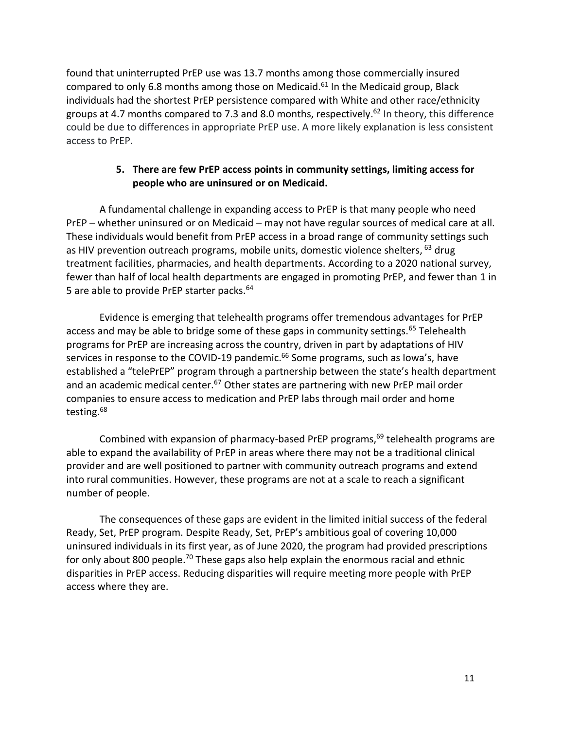found that uninterrupted PrEP use was 13.7 months among those commercially insured compared to only 6.8 months among those on Medicaid.[61] In the Medicaid group, Black individuals had the shortest PrEP persistence compared with White and other race/ethnicity groups at 4.7 months compared to 7.3 and 8.0 months, respectively.[62] In theory, this difference could be due to differences in appropriate PrEP use. A more likely explanation is less consistent access to PrEP.

### 5. There are few PrEP access points in community settings, limiting access for people who are uninsured or on Medicaid.

A fundamental challenge in expanding access to PrEP is that many people who need PrEP – whether uninsured or on Medicaid – may not have regular sources of medical care at all. These individuals would benefit from PrEP access in a broad range of community settings such as HIV prevention outreach programs, mobile units, domestic violence shelters, [63] drug treatment facilities, pharmacies, and health departments. According to a 2020 national survey, fewer than half of local health departments are engaged in promoting PrEP, and fewer than 1 in 5 are able to provide PrEP starter packs.[64]

Evidence is emerging that telehealth programs offer tremendous advantages for PrEP access and may be able to bridge some of these gaps in community settings.[65] Telehealth programs for PrEP are increasing across the country, driven in part by adaptations of HIV services in response to the COVID-19 pandemic.[66] Some programs, such as Iowa's, have established a "telePrEP" program through a partnership between the state's health department and an academic medical center.[67] Other states are partnering with new PrEP mail order companies to ensure access to medication and PrEP labs through mail order and home testing.[68]

Combined with expansion of pharmacy-based PrEP programs,[69] telehealth programs are able to expand the availability of PrEP in areas where there may not be a traditional clinical provider and are well positioned to partner with community outreach programs and extend into rural communities. However, these programs are not at a scale to reach a significant number of people.

The consequences of these gaps are evident in the limited initial success of the federal Ready, Set, PrEP program. Despite Ready, Set, PrEP's ambitious goal of covering 10,000 uninsured individuals in its first year, as of June 2020, the program had provided prescriptions for only about 800 people.[70] These gaps also help explain the enormous racial and ethnic disparities in PrEP access. Reducing disparities will require meeting more people with PrEP access where they are.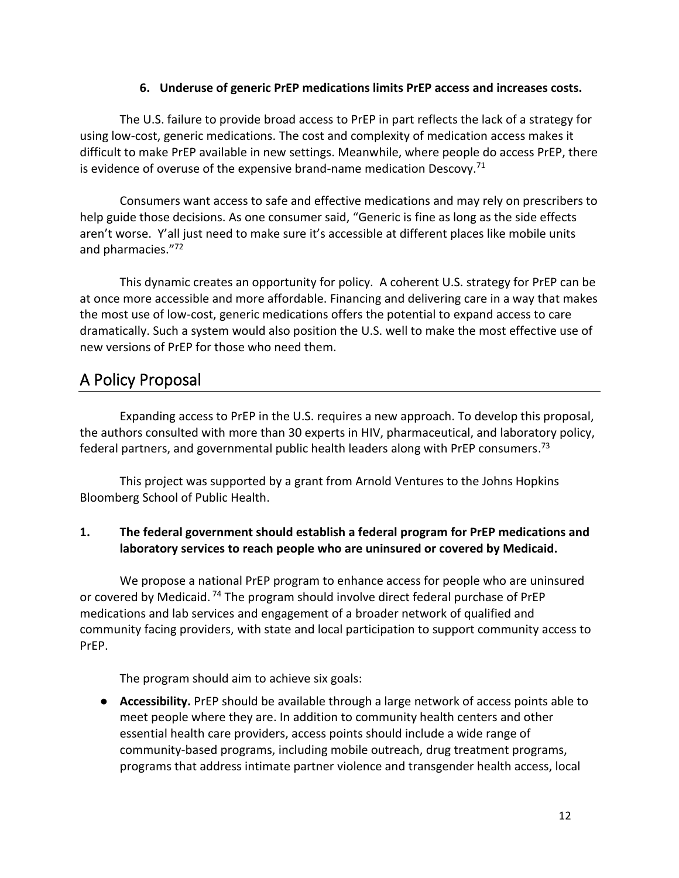### 6. Underuse of generic PrEP medications limits PrEP access and increases costs.

The U.S. failure to provide broad access to PrEP in part reflects the lack of a strategy for using low-cost, generic medications. The cost and complexity of medication access makes it difficult to make PrEP available in new settings. Meanwhile, where people do access PrEP, there is evidence of overuse of the expensive brand-name medication Descovy.[71]

Consumers want access to safe and effective medications and may rely on prescribers to help guide those decisions. As one consumer said, "Generic is fine as long as the side effects aren't worse. Y'all just need to make sure it's accessible at different places like mobile units and pharmacies."[72]

This dynamic creates an opportunity for policy. A coherent U.S. strategy for PrEP can be at once more accessible and more affordable. Financing and delivering care in a way that makes the most use of low-cost, generic medications offers the potential to expand access to care dramatically. Such a system would also position the U.S. well to make the most effective use of new versions of PrEP for those who need them.

## A Policy Proposal

Expanding access to PrEP in the U.S. requires a new approach. To develop this proposal, the authors consulted with more than 30 experts in HIV, pharmaceutical, and laboratory policy, federal partners, and governmental public health leaders along with PrEP consumers.[73]

This project was supported by a grant from Arnold Ventures to the Johns Hopkins Bloomberg School of Public Health.

### 1. The federal government should establish a federal program for PrEP medications and laboratory services to reach people who are uninsured or covered by Medicaid.

We propose a national PrEP program to enhance access for people who are uninsured or covered by Medicaid.[74] The program should involve direct federal purchase of PrEP medications and lab services and engagement of a broader network of qualified and community facing providers, with state and local participation to support community access to PrEP.

The program should aim to achieve six goals:

- **Accessibility.** PrEP should be available through a large network of access points able to meet people where they are. In addition to community health centers and other essential health care providers, access points should include a wide range of community-based programs, including mobile outreach, drug treatment programs, programs that address intimate partner violence and transgender health access, local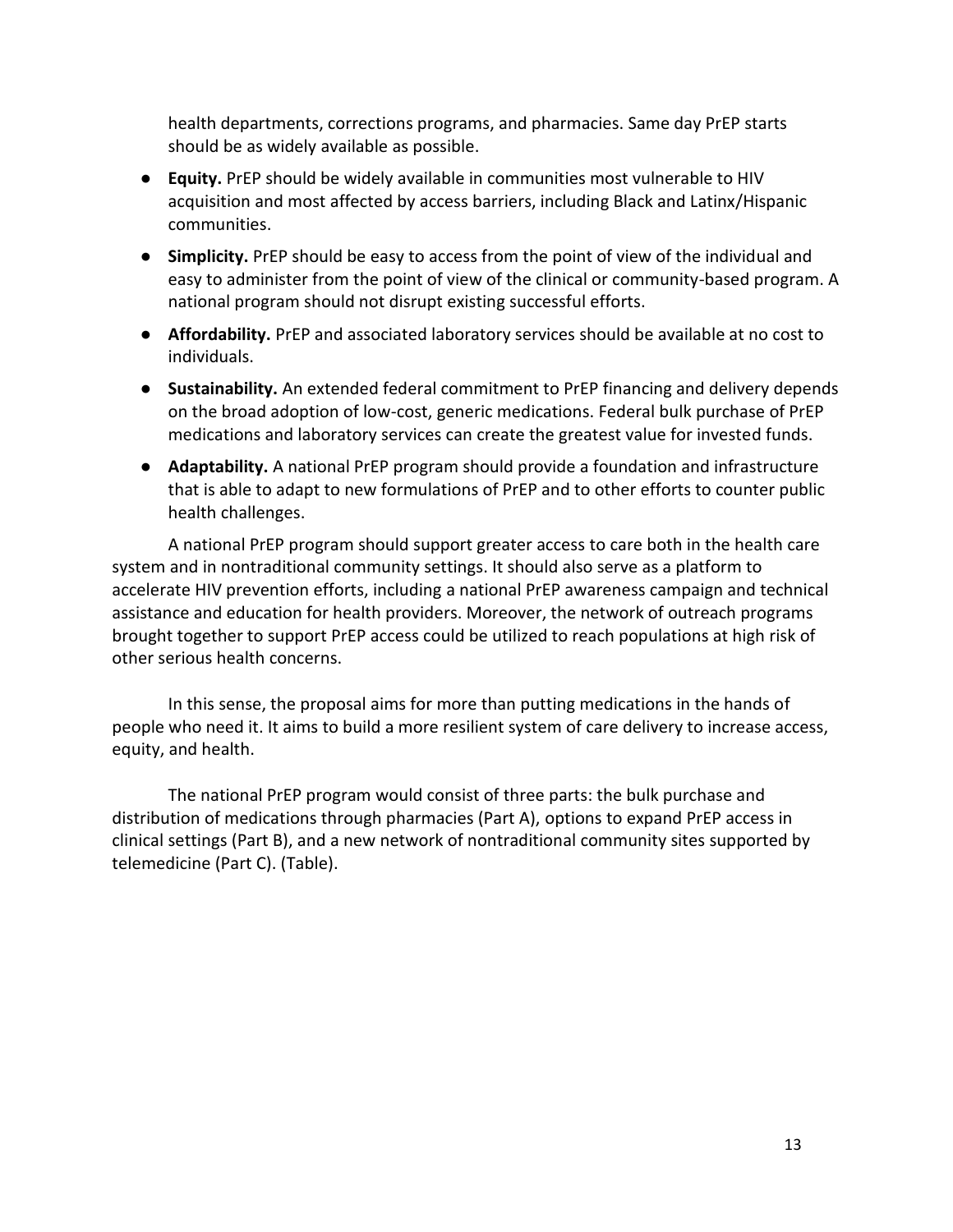health departments, corrections programs, and pharmacies. Same day PrEP starts should be as widely available as possible.

- **Equity.** PrEP should be widely available in communities most vulnerable to HIV acquisition and most affected by access barriers, including Black and Latinx/Hispanic communities.
- **Simplicity.** PrEP should be easy to access from the point of view of the individual and easy to administer from the point of view of the clinical or community-based program. A national program should not disrupt existing successful efforts.
- **Affordability.** PrEP and associated laboratory services should be available at no cost to individuals.
- **Sustainability.** An extended federal commitment to PrEP financing and delivery depends on the broad adoption of low-cost, generic medications. Federal bulk purchase of PrEP medications and laboratory services can create the greatest value for invested funds.
- **Adaptability.** A national PrEP program should provide a foundation and infrastructure that is able to adapt to new formulations of PrEP and to other efforts to counter public health challenges.

A national PrEP program should support greater access to care both in the health care system and in nontraditional community settings. It should also serve as a platform to accelerate HIV prevention efforts, including a national PrEP awareness campaign and technical assistance and education for health providers. Moreover, the network of outreach programs brought together to support PrEP access could be utilized to reach populations at high risk of other serious health concerns.

In this sense, the proposal aims for more than putting medications in the hands of people who need it. It aims to build a more resilient system of care delivery to increase access, equity, and health.

The national PrEP program would consist of three parts: the bulk purchase and distribution of medications through pharmacies (Part A), options to expand PrEP access in clinical settings (Part B), and a new network of nontraditional community sites supported by telemedicine (Part C). (Table).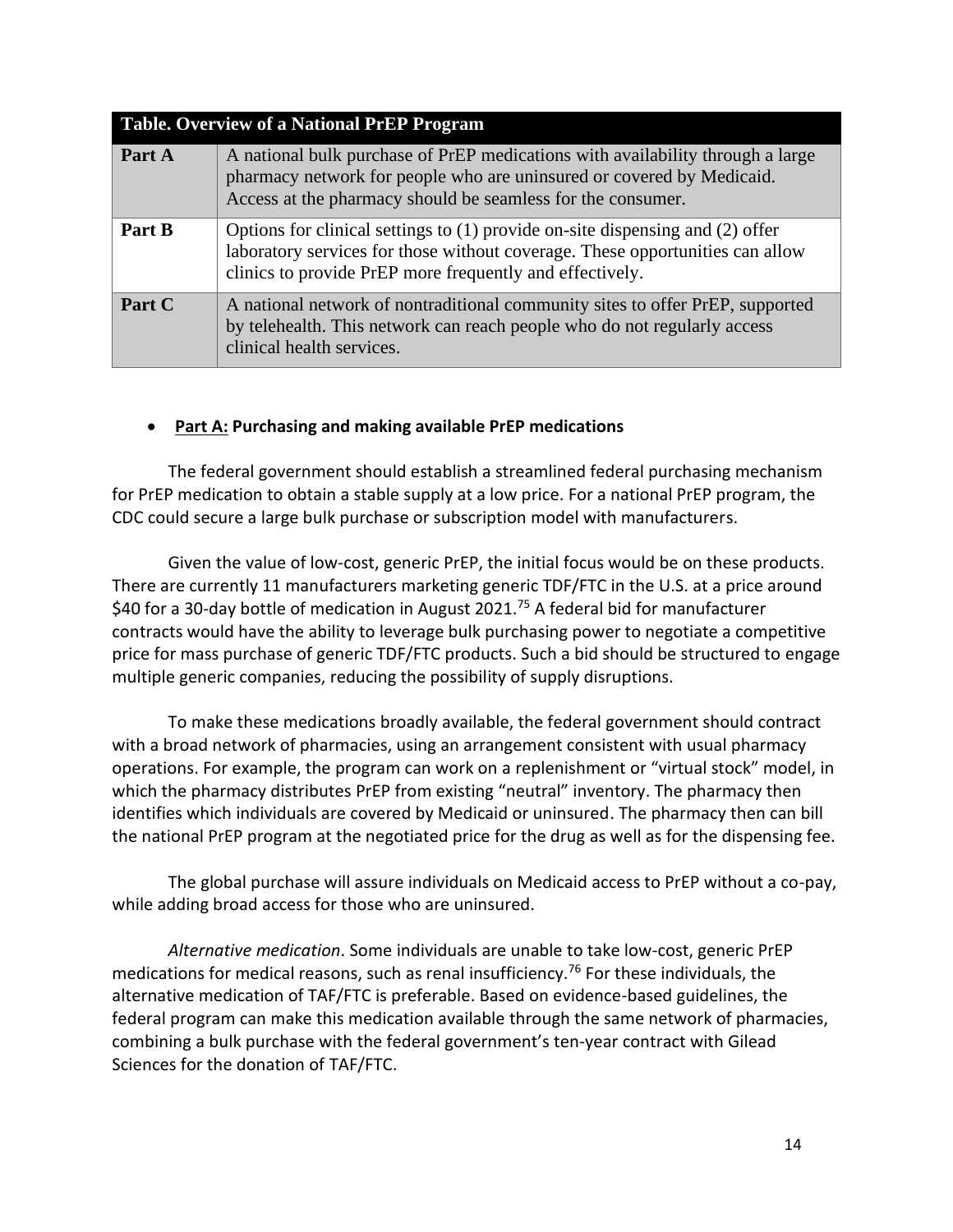| Table. Overview of a National PrEP Program | |
|---|---|
| **Part A** | A national bulk purchase of PrEP medications with availability through a large pharmacy network for people who are uninsured or covered by Medicaid. Access at the pharmacy should be seamless for the consumer. |
| **Part B** | Options for clinical settings to (1) provide on-site dispensing and (2) offer laboratory services for those without coverage. These opportunities can allow clinics to provide PrEP more frequently and effectively. |
| **Part C** | A national network of nontraditional community sites to offer PrEP, supported by telehealth. This network can reach people who do not regularly access clinical health services. |

- **<u>Part A:</u> Purchasing and making available PrEP medications**

The federal government should establish a streamlined federal purchasing mechanism for PrEP medication to obtain a stable supply at a low price. For a national PrEP program, the CDC could secure a large bulk purchase or subscription model with manufacturers.

Given the value of low-cost, generic PrEP, the initial focus would be on these products. There are currently 11 manufacturers marketing generic TDF/FTC in the U.S. at a price around $40 for a 30-day bottle of medication in August 2021.[75] A federal bid for manufacturer contracts would have the ability to leverage bulk purchasing power to negotiate a competitive price for mass purchase of generic TDF/FTC products. Such a bid should be structured to engage multiple generic companies, reducing the possibility of supply disruptions.

To make these medications broadly available, the federal government should contract with a broad network of pharmacies, using an arrangement consistent with usual pharmacy operations. For example, the program can work on a replenishment or "virtual stock" model, in which the pharmacy distributes PrEP from existing "neutral" inventory. The pharmacy then identifies which individuals are covered by Medicaid or uninsured. The pharmacy then can bill the national PrEP program at the negotiated price for the drug as well as for the dispensing fee.

The global purchase will assure individuals on Medicaid access to PrEP without a co-pay, while adding broad access for those who are uninsured.

*Alternative medication*. Some individuals are unable to take low-cost, generic PrEP medications for medical reasons, such as renal insufficiency.[76] For these individuals, the alternative medication of TAF/FTC is preferable. Based on evidence-based guidelines, the federal program can make this medication available through the same network of pharmacies, combining a bulk purchase with the federal government's ten-year contract with Gilead Sciences for the donation of TAF/FTC.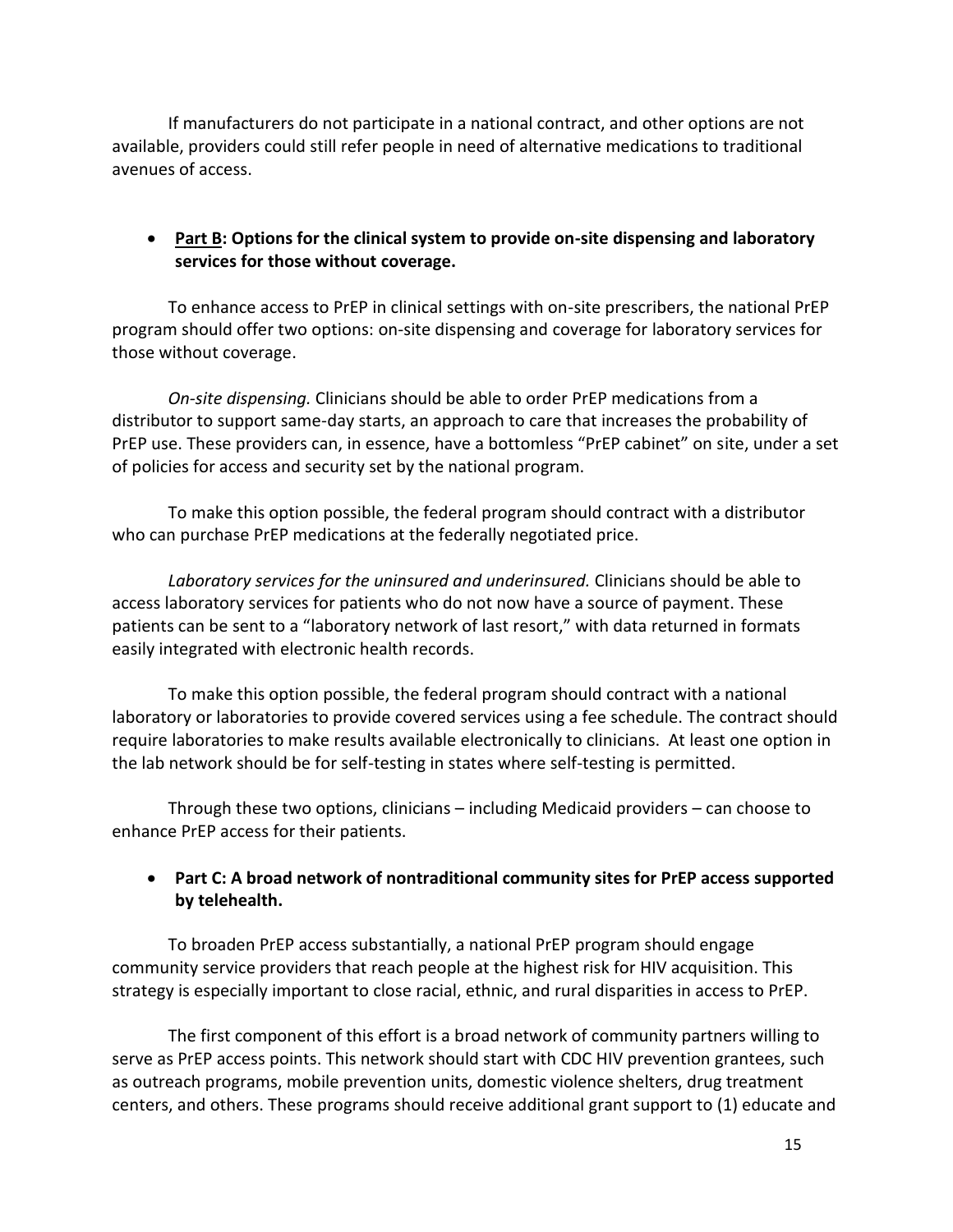If manufacturers do not participate in a national contract, and other options are not available, providers could still refer people in need of alternative medications to traditional avenues of access.

- **Part B: Options for the clinical system to provide on-site dispensing and laboratory services for those without coverage.**

To enhance access to PrEP in clinical settings with on-site prescribers, the national PrEP program should offer two options: on-site dispensing and coverage for laboratory services for those without coverage.

*On-site dispensing.* Clinicians should be able to order PrEP medications from a distributor to support same-day starts, an approach to care that increases the probability of PrEP use. These providers can, in essence, have a bottomless "PrEP cabinet" on site, under a set of policies for access and security set by the national program.

To make this option possible, the federal program should contract with a distributor who can purchase PrEP medications at the federally negotiated price.

*Laboratory services for the uninsured and underinsured.* Clinicians should be able to access laboratory services for patients who do not now have a source of payment. These patients can be sent to a "laboratory network of last resort," with data returned in formats easily integrated with electronic health records.

To make this option possible, the federal program should contract with a national laboratory or laboratories to provide covered services using a fee schedule. The contract should require laboratories to make results available electronically to clinicians. At least one option in the lab network should be for self-testing in states where self-testing is permitted.

Through these two options, clinicians – including Medicaid providers – can choose to enhance PrEP access for their patients.

- **Part C: A broad network of nontraditional community sites for PrEP access supported by telehealth.**

To broaden PrEP access substantially, a national PrEP program should engage community service providers that reach people at the highest risk for HIV acquisition. This strategy is especially important to close racial, ethnic, and rural disparities in access to PrEP.

The first component of this effort is a broad network of community partners willing to serve as PrEP access points. This network should start with CDC HIV prevention grantees, such as outreach programs, mobile prevention units, domestic violence shelters, drug treatment centers, and others. These programs should receive additional grant support to (1) educate and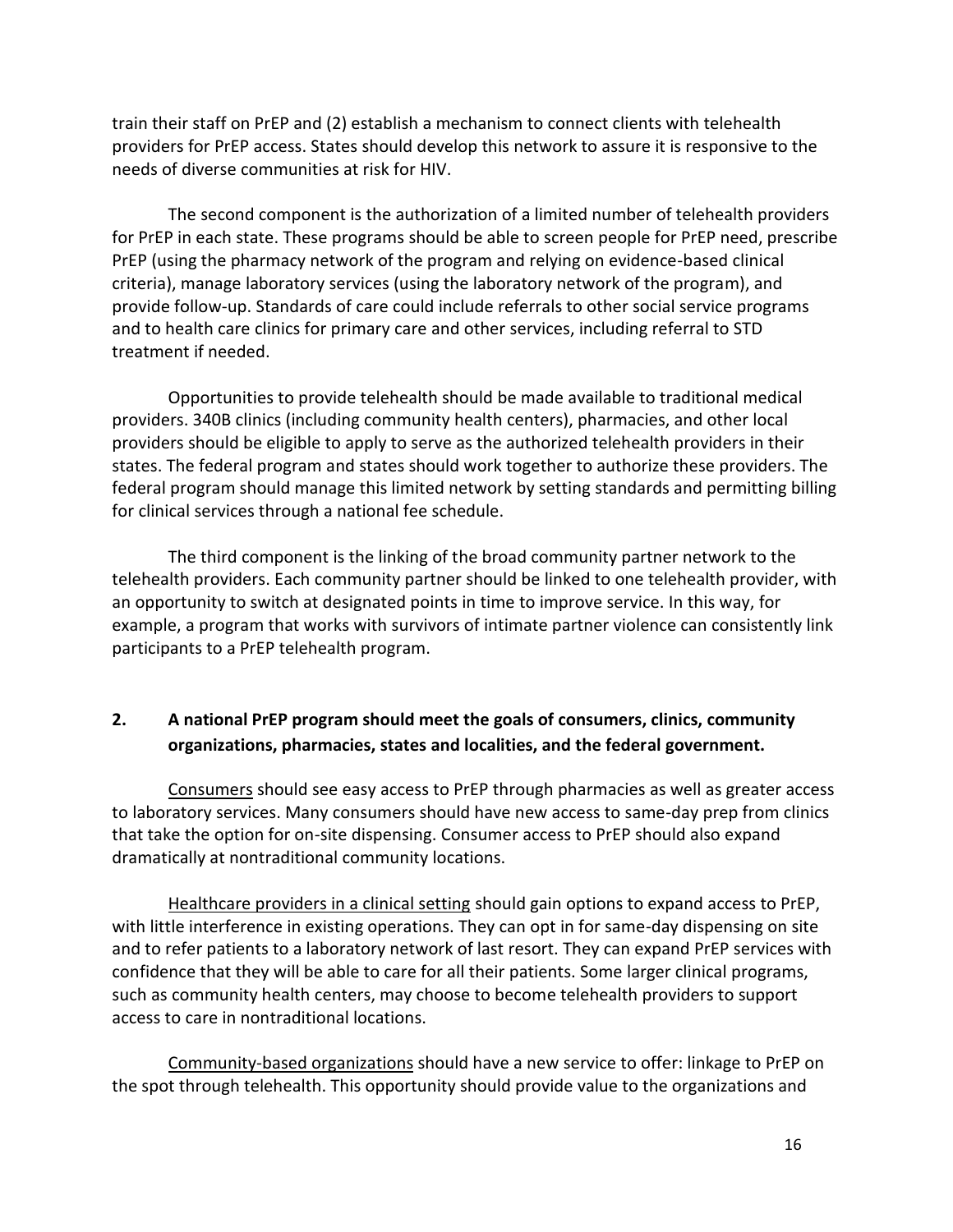train their staff on PrEP and (2) establish a mechanism to connect clients with telehealth providers for PrEP access. States should develop this network to assure it is responsive to the needs of diverse communities at risk for HIV.

The second component is the authorization of a limited number of telehealth providers for PrEP in each state. These programs should be able to screen people for PrEP need, prescribe PrEP (using the pharmacy network of the program and relying on evidence-based clinical criteria), manage laboratory services (using the laboratory network of the program), and provide follow-up. Standards of care could include referrals to other social service programs and to health care clinics for primary care and other services, including referral to STD treatment if needed.

Opportunities to provide telehealth should be made available to traditional medical providers. 340B clinics (including community health centers), pharmacies, and other local providers should be eligible to apply to serve as the authorized telehealth providers in their states. The federal program and states should work together to authorize these providers. The federal program should manage this limited network by setting standards and permitting billing for clinical services through a national fee schedule.

The third component is the linking of the broad community partner network to the telehealth providers. Each community partner should be linked to one telehealth provider, with an opportunity to switch at designated points in time to improve service. In this way, for example, a program that works with survivors of intimate partner violence can consistently link participants to a PrEP telehealth program.

## 2. A national PrEP program should meet the goals of consumers, clinics, community organizations, pharmacies, states and localities, and the federal government.

Consumers should see easy access to PrEP through pharmacies as well as greater access to laboratory services. Many consumers should have new access to same-day prep from clinics that take the option for on-site dispensing. Consumer access to PrEP should also expand dramatically at nontraditional community locations.

Healthcare providers in a clinical setting should gain options to expand access to PrEP, with little interference in existing operations. They can opt in for same-day dispensing on site and to refer patients to a laboratory network of last resort. They can expand PrEP services with confidence that they will be able to care for all their patients. Some larger clinical programs, such as community health centers, may choose to become telehealth providers to support access to care in nontraditional locations.

Community-based organizations should have a new service to offer: linkage to PrEP on the spot through telehealth. This opportunity should provide value to the organizations and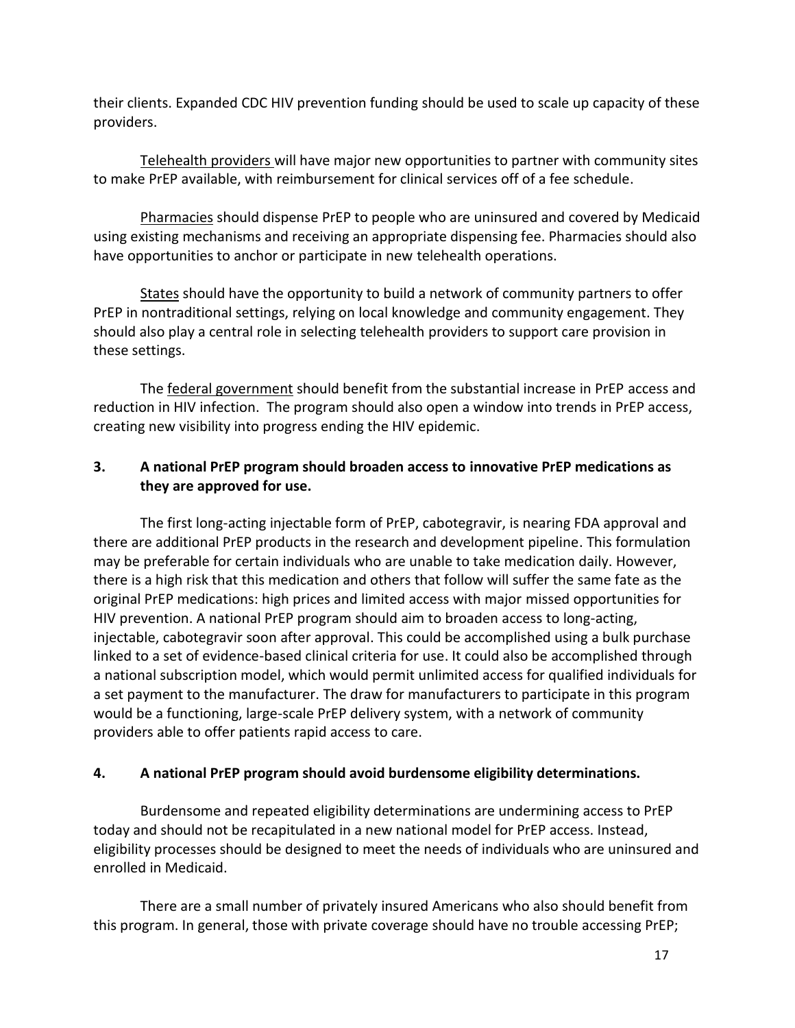their clients. Expanded CDC HIV prevention funding should be used to scale up capacity of these providers.

Telehealth providers will have major new opportunities to partner with community sites to make PrEP available, with reimbursement for clinical services off of a fee schedule.

Pharmacies should dispense PrEP to people who are uninsured and covered by Medicaid using existing mechanisms and receiving an appropriate dispensing fee. Pharmacies should also have opportunities to anchor or participate in new telehealth operations.

States should have the opportunity to build a network of community partners to offer PrEP in nontraditional settings, relying on local knowledge and community engagement. They should also play a central role in selecting telehealth providers to support care provision in these settings.

The federal government should benefit from the substantial increase in PrEP access and reduction in HIV infection. The program should also open a window into trends in PrEP access, creating new visibility into progress ending the HIV epidemic.

**3. A national PrEP program should broaden access to innovative PrEP medications as they are approved for use.**

The first long-acting injectable form of PrEP, cabotegravir, is nearing FDA approval and there are additional PrEP products in the research and development pipeline. This formulation may be preferable for certain individuals who are unable to take medication daily. However, there is a high risk that this medication and others that follow will suffer the same fate as the original PrEP medications: high prices and limited access with major missed opportunities for HIV prevention. A national PrEP program should aim to broaden access to long-acting, injectable, cabotegravir soon after approval. This could be accomplished using a bulk purchase linked to a set of evidence-based clinical criteria for use. It could also be accomplished through a national subscription model, which would permit unlimited access for qualified individuals for a set payment to the manufacturer. The draw for manufacturers to participate in this program would be a functioning, large-scale PrEP delivery system, with a network of community providers able to offer patients rapid access to care.

**4. A national PrEP program should avoid burdensome eligibility determinations.**

Burdensome and repeated eligibility determinations are undermining access to PrEP today and should not be recapitulated in a new national model for PrEP access. Instead, eligibility processes should be designed to meet the needs of individuals who are uninsured and enrolled in Medicaid.

There are a small number of privately insured Americans who also should benefit from this program. In general, those with private coverage should have no trouble accessing PrEP;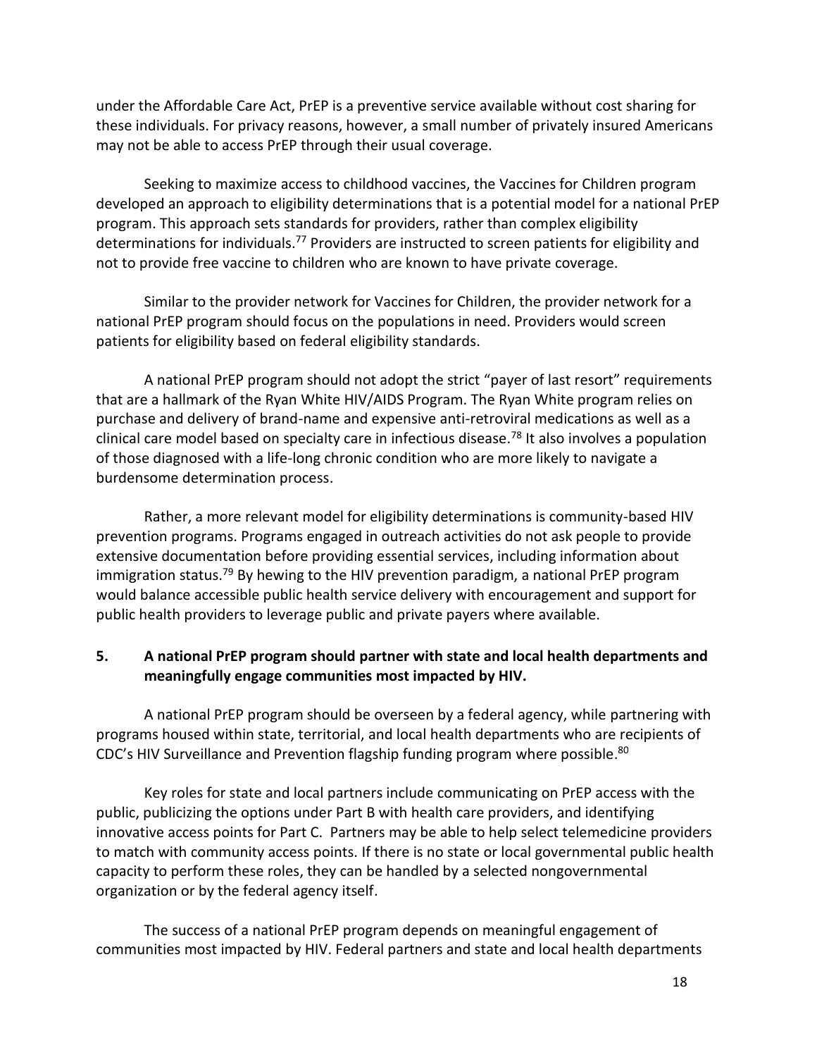under the Affordable Care Act, PrEP is a preventive service available without cost sharing for these individuals. For privacy reasons, however, a small number of privately insured Americans may not be able to access PrEP through their usual coverage.

Seeking to maximize access to childhood vaccines, the Vaccines for Children program developed an approach to eligibility determinations that is a potential model for a national PrEP program. This approach sets standards for providers, rather than complex eligibility determinations for individuals.[77] Providers are instructed to screen patients for eligibility and not to provide free vaccine to children who are known to have private coverage.

Similar to the provider network for Vaccines for Children, the provider network for a national PrEP program should focus on the populations in need. Providers would screen patients for eligibility based on federal eligibility standards.

A national PrEP program should not adopt the strict "payer of last resort" requirements that are a hallmark of the Ryan White HIV/AIDS Program. The Ryan White program relies on purchase and delivery of brand-name and expensive anti-retroviral medications as well as a clinical care model based on specialty care in infectious disease.[78] It also involves a population of those diagnosed with a life-long chronic condition who are more likely to navigate a burdensome determination process.

Rather, a more relevant model for eligibility determinations is community-based HIV prevention programs. Programs engaged in outreach activities do not ask people to provide extensive documentation before providing essential services, including information about immigration status.[79] By hewing to the HIV prevention paradigm, a national PrEP program would balance accessible public health service delivery with encouragement and support for public health providers to leverage public and private payers where available.

## 5. A national PrEP program should partner with state and local health departments and meaningfully engage communities most impacted by HIV.

A national PrEP program should be overseen by a federal agency, while partnering with programs housed within state, territorial, and local health departments who are recipients of CDC's HIV Surveillance and Prevention flagship funding program where possible.[80]

Key roles for state and local partners include communicating on PrEP access with the public, publicizing the options under Part B with health care providers, and identifying innovative access points for Part C. Partners may be able to help select telemedicine providers to match with community access points. If there is no state or local governmental public health capacity to perform these roles, they can be handled by a selected nongovernmental organization or by the federal agency itself.

The success of a national PrEP program depends on meaningful engagement of communities most impacted by HIV. Federal partners and state and local health departments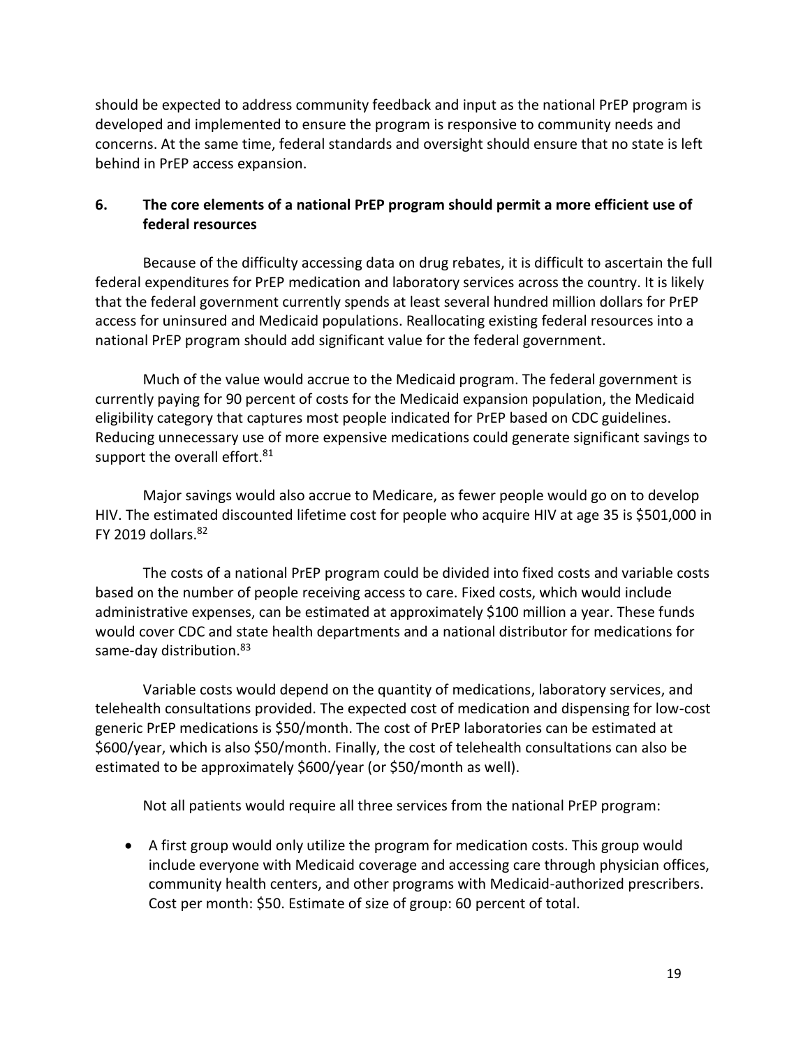should be expected to address community feedback and input as the national PrEP program is developed and implemented to ensure the program is responsive to community needs and concerns. At the same time, federal standards and oversight should ensure that no state is left behind in PrEP access expansion.

## 6. The core elements of a national PrEP program should permit a more efficient use of federal resources

Because of the difficulty accessing data on drug rebates, it is difficult to ascertain the full federal expenditures for PrEP medication and laboratory services across the country. It is likely that the federal government currently spends at least several hundred million dollars for PrEP access for uninsured and Medicaid populations. Reallocating existing federal resources into a national PrEP program should add significant value for the federal government.

Much of the value would accrue to the Medicaid program. The federal government is currently paying for 90 percent of costs for the Medicaid expansion population, the Medicaid eligibility category that captures most people indicated for PrEP based on CDC guidelines. Reducing unnecessary use of more expensive medications could generate significant savings to support the overall effort.[81]

Major savings would also accrue to Medicare, as fewer people would go on to develop HIV. The estimated discounted lifetime cost for people who acquire HIV at age 35 is $501,000 in FY 2019 dollars.[82]

The costs of a national PrEP program could be divided into fixed costs and variable costs based on the number of people receiving access to care. Fixed costs, which would include administrative expenses, can be estimated at approximately $100 million a year. These funds would cover CDC and state health departments and a national distributor for medications for same-day distribution.[83]

Variable costs would depend on the quantity of medications, laboratory services, and telehealth consultations provided. The expected cost of medication and dispensing for low-cost generic PrEP medications is $50/month. The cost of PrEP laboratories can be estimated at $600/year, which is also $50/month. Finally, the cost of telehealth consultations can also be estimated to be approximately $600/year (or $50/month as well).

Not all patients would require all three services from the national PrEP program:

- A first group would only utilize the program for medication costs. This group would include everyone with Medicaid coverage and accessing care through physician offices, community health centers, and other programs with Medicaid-authorized prescribers. Cost per month: $50. Estimate of size of group: 60 percent of total.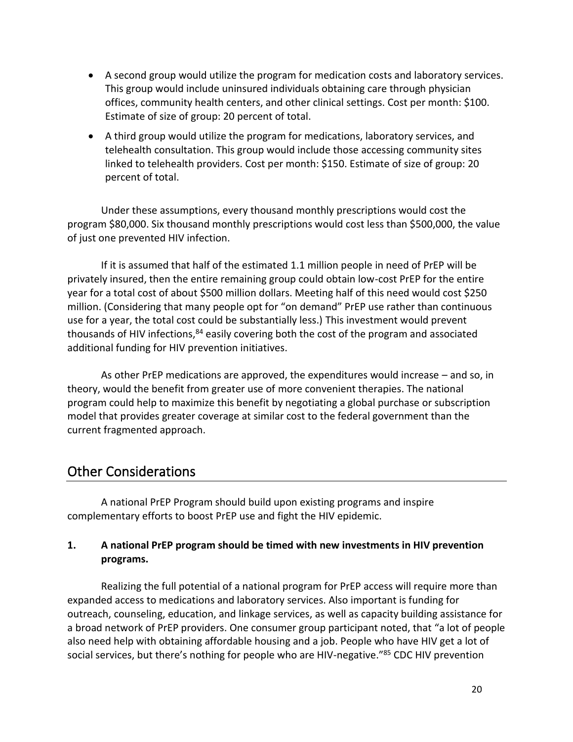- A second group would utilize the program for medication costs and laboratory services. This group would include uninsured individuals obtaining care through physician offices, community health centers, and other clinical settings. Cost per month: $100. Estimate of size of group: 20 percent of total.
- A third group would utilize the program for medications, laboratory services, and telehealth consultation. This group would include those accessing community sites linked to telehealth providers. Cost per month: $150. Estimate of size of group: 20 percent of total.

Under these assumptions, every thousand monthly prescriptions would cost the program $80,000. Six thousand monthly prescriptions would cost less than $500,000, the value of just one prevented HIV infection.

If it is assumed that half of the estimated 1.1 million people in need of PrEP will be privately insured, then the entire remaining group could obtain low-cost PrEP for the entire year for a total cost of about $500 million dollars. Meeting half of this need would cost $250 million. (Considering that many people opt for "on demand" PrEP use rather than continuous use for a year, the total cost could be substantially less.) This investment would prevent thousands of HIV infections,[84] easily covering both the cost of the program and associated additional funding for HIV prevention initiatives.

As other PrEP medications are approved, the expenditures would increase – and so, in theory, would the benefit from greater use of more convenient therapies. The national program could help to maximize this benefit by negotiating a global purchase or subscription model that provides greater coverage at similar cost to the federal government than the current fragmented approach.

## Other Considerations

A national PrEP Program should build upon existing programs and inspire complementary efforts to boost PrEP use and fight the HIV epidemic.

**1. A national PrEP program should be timed with new investments in HIV prevention programs.**

Realizing the full potential of a national program for PrEP access will require more than expanded access to medications and laboratory services. Also important is funding for outreach, counseling, education, and linkage services, as well as capacity building assistance for a broad network of PrEP providers. One consumer group participant noted, that "a lot of people also need help with obtaining affordable housing and a job. People who have HIV get a lot of social services, but there's nothing for people who are HIV-negative."[85] CDC HIV prevention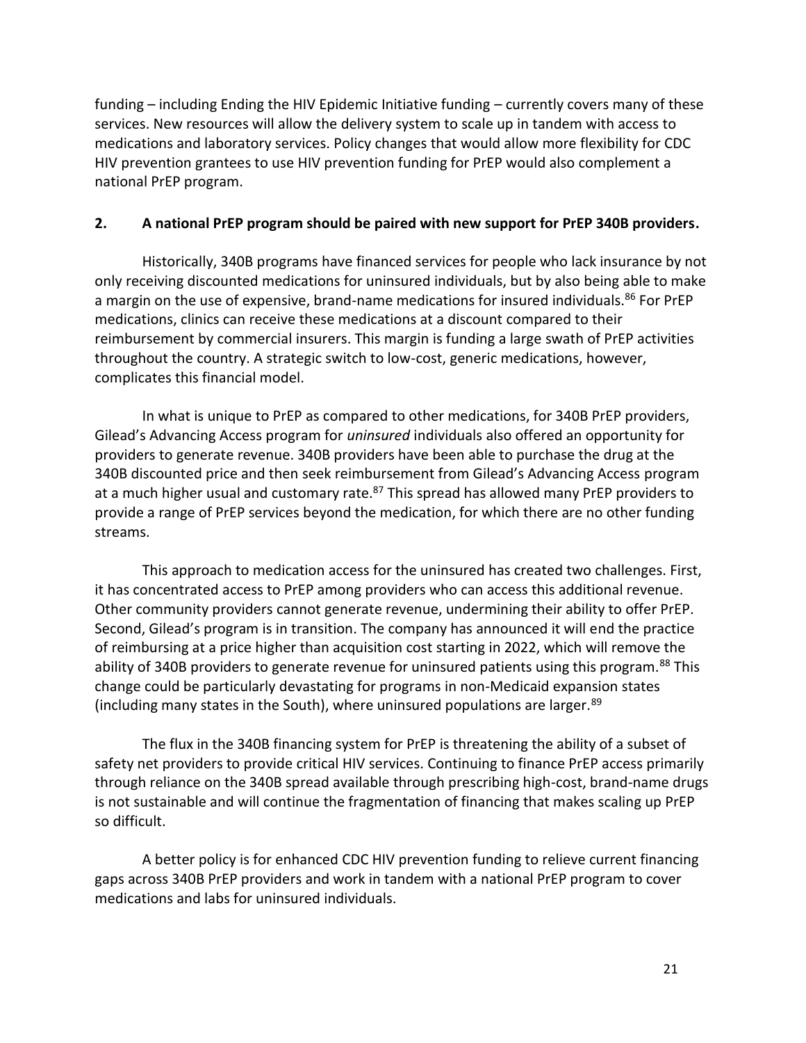funding – including Ending the HIV Epidemic Initiative funding – currently covers many of these services. New resources will allow the delivery system to scale up in tandem with access to medications and laboratory services. Policy changes that would allow more flexibility for CDC HIV prevention grantees to use HIV prevention funding for PrEP would also complement a national PrEP program.

## 2. A national PrEP program should be paired with new support for PrEP 340B providers.

Historically, 340B programs have financed services for people who lack insurance by not only receiving discounted medications for uninsured individuals, but by also being able to make a margin on the use of expensive, brand-name medications for insured individuals.[86] For PrEP medications, clinics can receive these medications at a discount compared to their reimbursement by commercial insurers. This margin is funding a large swath of PrEP activities throughout the country. A strategic switch to low-cost, generic medications, however, complicates this financial model.

In what is unique to PrEP as compared to other medications, for 340B PrEP providers, Gilead's Advancing Access program for *uninsured* individuals also offered an opportunity for providers to generate revenue. 340B providers have been able to purchase the drug at the 340B discounted price and then seek reimbursement from Gilead's Advancing Access program at a much higher usual and customary rate.[87] This spread has allowed many PrEP providers to provide a range of PrEP services beyond the medication, for which there are no other funding streams.

This approach to medication access for the uninsured has created two challenges. First, it has concentrated access to PrEP among providers who can access this additional revenue. Other community providers cannot generate revenue, undermining their ability to offer PrEP. Second, Gilead's program is in transition. The company has announced it will end the practice of reimbursing at a price higher than acquisition cost starting in 2022, which will remove the ability of 340B providers to generate revenue for uninsured patients using this program.[88] This change could be particularly devastating for programs in non-Medicaid expansion states (including many states in the South), where uninsured populations are larger.[89]

The flux in the 340B financing system for PrEP is threatening the ability of a subset of safety net providers to provide critical HIV services. Continuing to finance PrEP access primarily through reliance on the 340B spread available through prescribing high-cost, brand-name drugs is not sustainable and will continue the fragmentation of financing that makes scaling up PrEP so difficult.

A better policy is for enhanced CDC HIV prevention funding to relieve current financing gaps across 340B PrEP providers and work in tandem with a national PrEP program to cover medications and labs for uninsured individuals.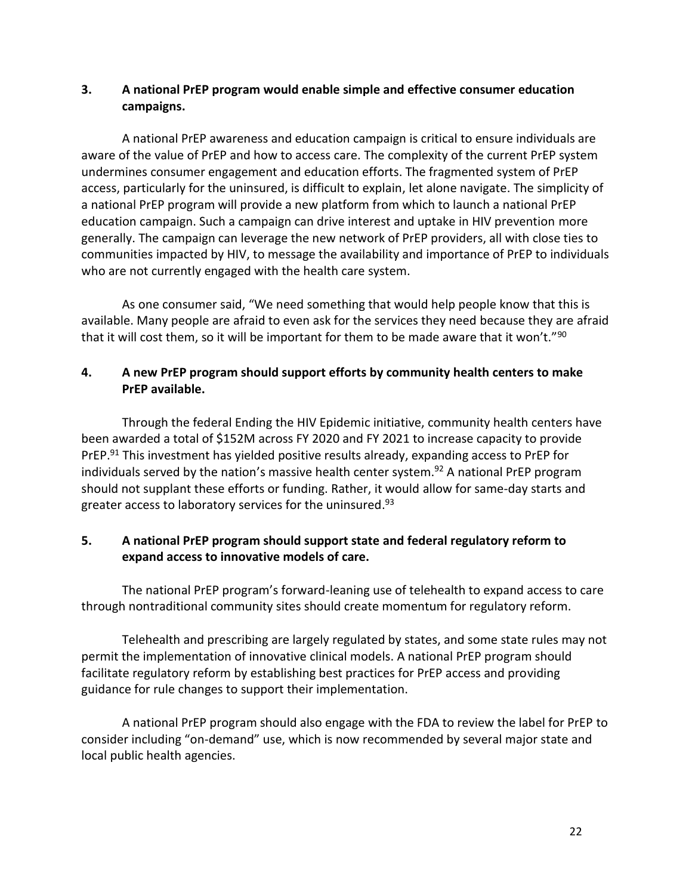### 3. A national PrEP program would enable simple and effective consumer education campaigns.

A national PrEP awareness and education campaign is critical to ensure individuals are aware of the value of PrEP and how to access care. The complexity of the current PrEP system undermines consumer engagement and education efforts. The fragmented system of PrEP access, particularly for the uninsured, is difficult to explain, let alone navigate. The simplicity of a national PrEP program will provide a new platform from which to launch a national PrEP education campaign. Such a campaign can drive interest and uptake in HIV prevention more generally. The campaign can leverage the new network of PrEP providers, all with close ties to communities impacted by HIV, to message the availability and importance of PrEP to individuals who are not currently engaged with the health care system.

As one consumer said, "We need something that would help people know that this is available. Many people are afraid to even ask for the services they need because they are afraid that it will cost them, so it will be important for them to be made aware that it won't."[90]

### 4. A new PrEP program should support efforts by community health centers to make PrEP available.

Through the federal Ending the HIV Epidemic initiative, community health centers have been awarded a total of $152M across FY 2020 and FY 2021 to increase capacity to provide PrEP.[91] This investment has yielded positive results already, expanding access to PrEP for individuals served by the nation's massive health center system.[92] A national PrEP program should not supplant these efforts or funding. Rather, it would allow for same-day starts and greater access to laboratory services for the uninsured.[93]

### 5. A national PrEP program should support state and federal regulatory reform to expand access to innovative models of care.

The national PrEP program's forward-leaning use of telehealth to expand access to care through nontraditional community sites should create momentum for regulatory reform.

Telehealth and prescribing are largely regulated by states, and some state rules may not permit the implementation of innovative clinical models. A national PrEP program should facilitate regulatory reform by establishing best practices for PrEP access and providing guidance for rule changes to support their implementation.

A national PrEP program should also engage with the FDA to review the label for PrEP to consider including "on-demand" use, which is now recommended by several major state and local public health agencies.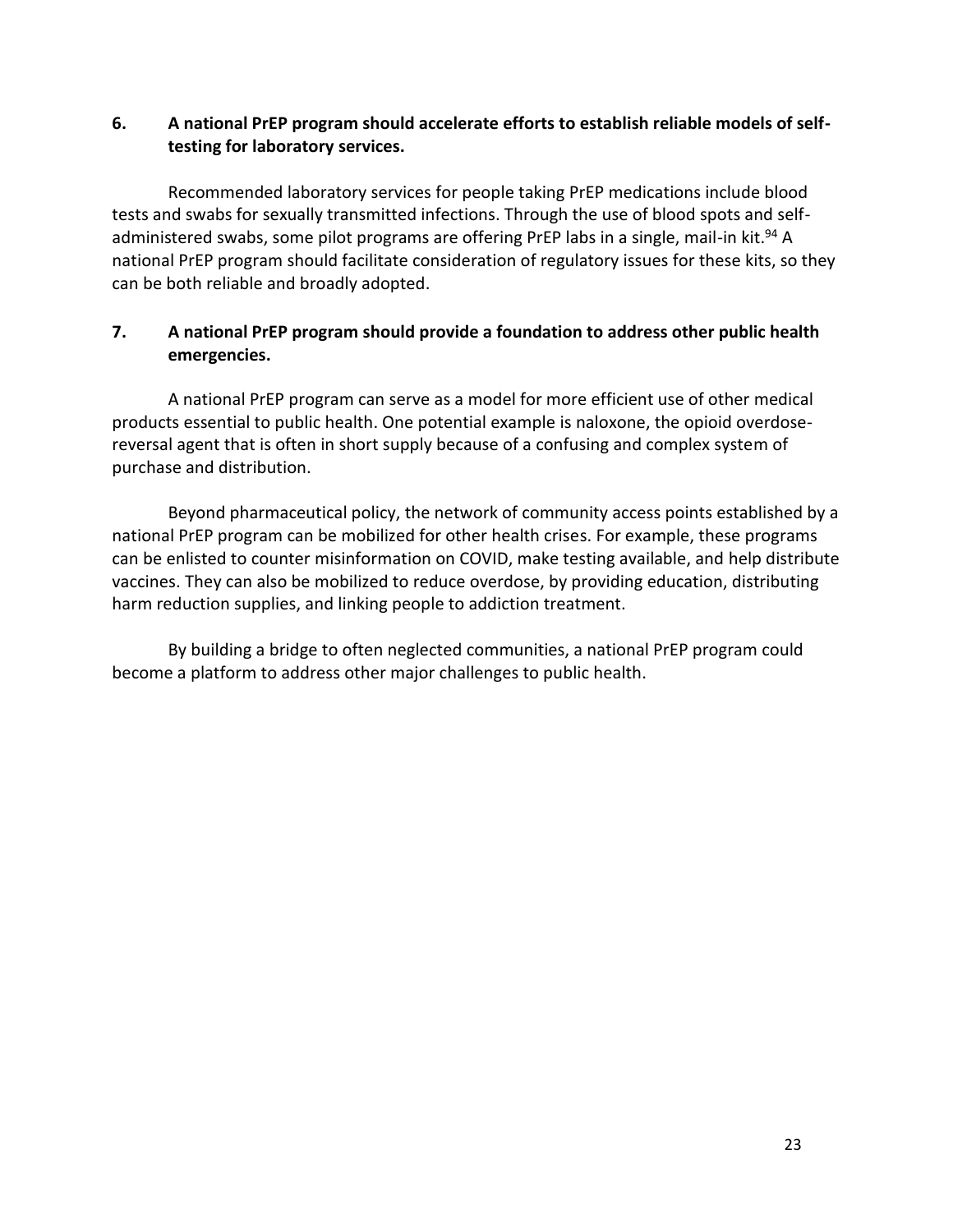**6. A national PrEP program should accelerate efforts to establish reliable models of self-testing for laboratory services.**

Recommended laboratory services for people taking PrEP medications include blood tests and swabs for sexually transmitted infections. Through the use of blood spots and self-administered swabs, some pilot programs are offering PrEP labs in a single, mail-in kit.[94] A national PrEP program should facilitate consideration of regulatory issues for these kits, so they can be both reliable and broadly adopted.

**7. A national PrEP program should provide a foundation to address other public health emergencies.**

A national PrEP program can serve as a model for more efficient use of other medical products essential to public health. One potential example is naloxone, the opioid overdose-reversal agent that is often in short supply because of a confusing and complex system of purchase and distribution.

Beyond pharmaceutical policy, the network of community access points established by a national PrEP program can be mobilized for other health crises. For example, these programs can be enlisted to counter misinformation on COVID, make testing available, and help distribute vaccines. They can also be mobilized to reduce overdose, by providing education, distributing harm reduction supplies, and linking people to addiction treatment.

By building a bridge to often neglected communities, a national PrEP program could become a platform to address other major challenges to public health.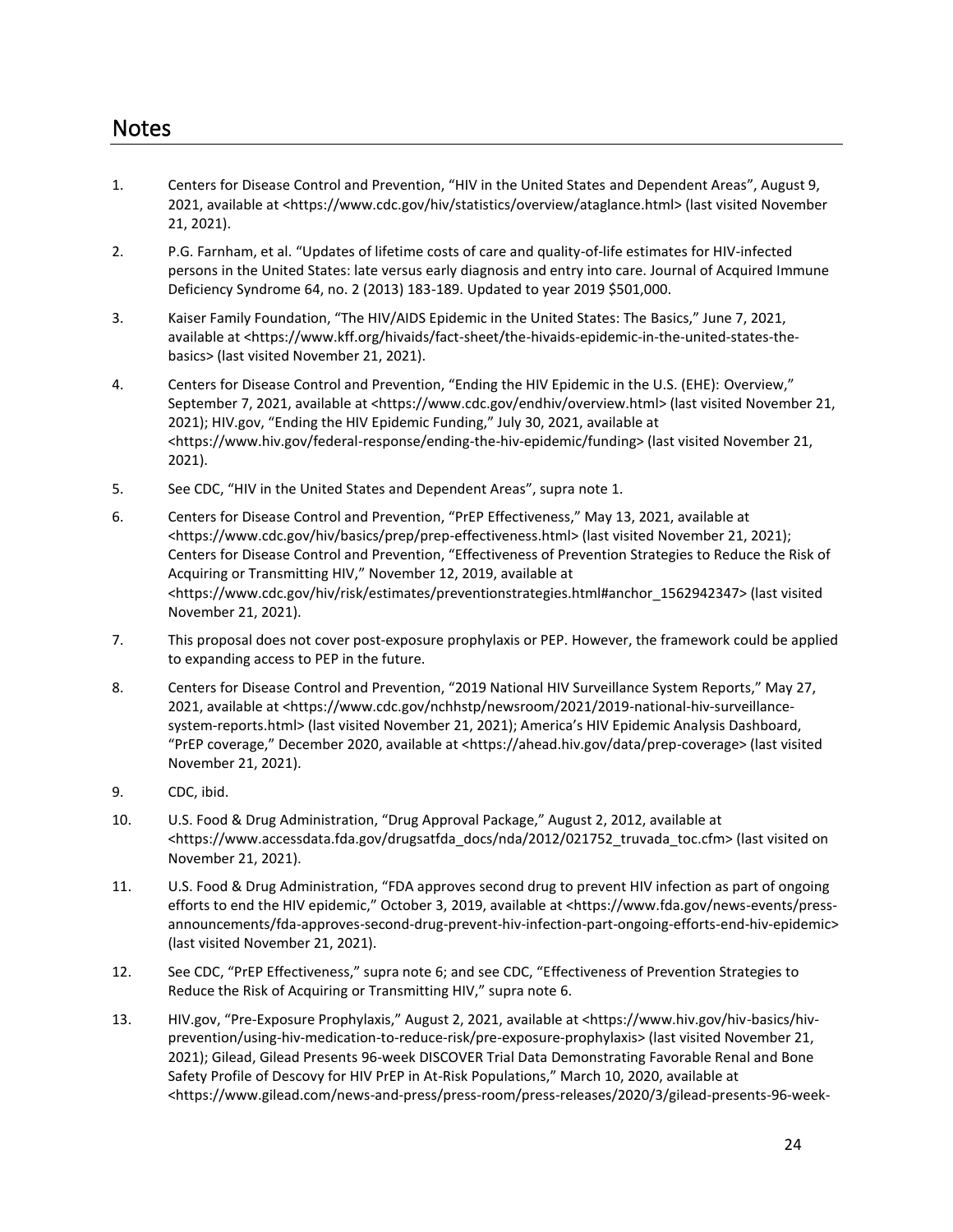## Notes

1. Centers for Disease Control and Prevention, "HIV in the United States and Dependent Areas", August 9, 2021, available at <https://www.cdc.gov/hiv/statistics/overview/ataglance.html> (last visited November 21, 2021).
2. P.G. Farnham, et al. "Updates of lifetime costs of care and quality-of-life estimates for HIV-infected persons in the United States: late versus early diagnosis and entry into care. Journal of Acquired Immune Deficiency Syndrome 64, no. 2 (2013) 183-189. Updated to year 2019 $501,000.
3. Kaiser Family Foundation, "The HIV/AIDS Epidemic in the United States: The Basics," June 7, 2021, available at <https://www.kff.org/hivaids/fact-sheet/the-hivaids-epidemic-in-the-united-states-the-basics> (last visited November 21, 2021).
4. Centers for Disease Control and Prevention, "Ending the HIV Epidemic in the U.S. (EHE): Overview," September 7, 2021, available at <https://www.cdc.gov/endhiv/overview.html> (last visited November 21, 2021); HIV.gov, "Ending the HIV Epidemic Funding," July 30, 2021, available at <https://www.hiv.gov/federal-response/ending-the-hiv-epidemic/funding> (last visited November 21, 2021).
5. See CDC, "HIV in the United States and Dependent Areas", supra note 1.
6. Centers for Disease Control and Prevention, "PrEP Effectiveness," May 13, 2021, available at <https://www.cdc.gov/hiv/basics/prep/prep-effectiveness.html> (last visited November 21, 2021); Centers for Disease Control and Prevention, "Effectiveness of Prevention Strategies to Reduce the Risk of Acquiring or Transmitting HIV," November 12, 2019, available at <https://www.cdc.gov/hiv/risk/estimates/preventionstrategies.html#anchor_1562942347> (last visited November 21, 2021).
7. This proposal does not cover post-exposure prophylaxis or PEP. However, the framework could be applied to expanding access to PEP in the future.
8. Centers for Disease Control and Prevention, "2019 National HIV Surveillance System Reports," May 27, 2021, available at <https://www.cdc.gov/nchhstp/newsroom/2021/2019-national-hiv-surveillance-system-reports.html> (last visited November 21, 2021); America's HIV Epidemic Analysis Dashboard, "PrEP coverage," December 2020, available at <https://ahead.hiv.gov/data/prep-coverage> (last visited November 21, 2021).
9. CDC, ibid.
10. U.S. Food & Drug Administration, "Drug Approval Package," August 2, 2012, available at <https://www.accessdata.fda.gov/drugsatfda_docs/nda/2012/021752_truvada_toc.cfm> (last visited on November 21, 2021).
11. U.S. Food & Drug Administration, "FDA approves second drug to prevent HIV infection as part of ongoing efforts to end the HIV epidemic," October 3, 2019, available at <https://www.fda.gov/news-events/press-announcements/fda-approves-second-drug-prevent-hiv-infection-part-ongoing-efforts-end-hiv-epidemic> (last visited November 21, 2021).
12. See CDC, "PrEP Effectiveness," supra note 6; and see CDC, "Effectiveness of Prevention Strategies to Reduce the Risk of Acquiring or Transmitting HIV," supra note 6.
13. HIV.gov, "Pre-Exposure Prophylaxis," August 2, 2021, available at <https://www.hiv.gov/hiv-basics/hiv-prevention/using-hiv-medication-to-reduce-risk/pre-exposure-prophylaxis> (last visited November 21, 2021); Gilead, Gilead Presents 96-week DISCOVER Trial Data Demonstrating Favorable Renal and Bone Safety Profile of Descovy for HIV PrEP in At-Risk Populations," March 10, 2020, available at <https://www.gilead.com/news-and-press/press-room/press-releases/2020/3/gilead-presents-96-week-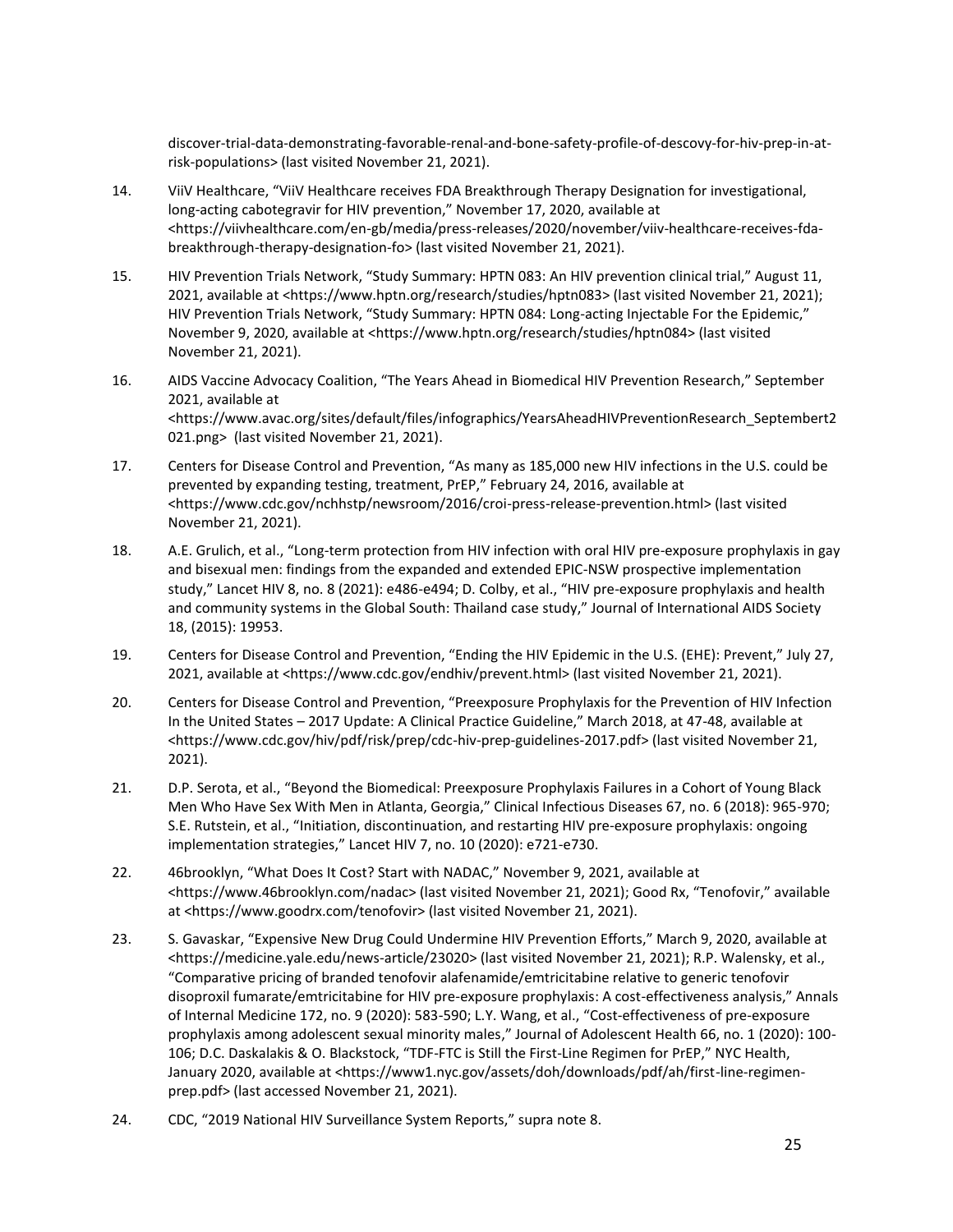discover-trial-data-demonstrating-favorable-renal-and-bone-safety-profile-of-descovy-for-hiv-prep-in-at-risk-populations> (last visited November 21, 2021).

14. ViiV Healthcare, "ViiV Healthcare receives FDA Breakthrough Therapy Designation for investigational, long-acting cabotegravir for HIV prevention," November 17, 2020, available at <https://viivhealthcare.com/en-gb/media/press-releases/2020/november/viiv-healthcare-receives-fda-breakthrough-therapy-designation-fo> (last visited November 21, 2021).

15. HIV Prevention Trials Network, "Study Summary: HPTN 083: An HIV prevention clinical trial," August 11, 2021, available at <https://www.hptn.org/research/studies/hptn083> (last visited November 21, 2021); HIV Prevention Trials Network, "Study Summary: HPTN 084: Long-acting Injectable For the Epidemic," November 9, 2020, available at <https://www.hptn.org/research/studies/hptn084> (last visited November 21, 2021).

16. AIDS Vaccine Advocacy Coalition, "The Years Ahead in Biomedical HIV Prevention Research," September 2021, available at <https://www.avac.org/sites/default/files/infographics/YearsAheadHIVPreventionResearch_Septembert2021.png> (last visited November 21, 2021).

17. Centers for Disease Control and Prevention, "As many as 185,000 new HIV infections in the U.S. could be prevented by expanding testing, treatment, PrEP," February 24, 2016, available at <https://www.cdc.gov/nchhstp/newsroom/2016/croi-press-release-prevention.html> (last visited November 21, 2021).

18. A.E. Grulich, et al., "Long-term protection from HIV infection with oral HIV pre-exposure prophylaxis in gay and bisexual men: findings from the expanded and extended EPIC-NSW prospective implementation study," Lancet HIV 8, no. 8 (2021): e486-e494; D. Colby, et al., "HIV pre-exposure prophylaxis and health and community systems in the Global South: Thailand case study," Journal of International AIDS Society 18, (2015): 19953.

19. Centers for Disease Control and Prevention, "Ending the HIV Epidemic in the U.S. (EHE): Prevent," July 27, 2021, available at <https://www.cdc.gov/endhiv/prevent.html> (last visited November 21, 2021).

20. Centers for Disease Control and Prevention, "Preexposure Prophylaxis for the Prevention of HIV Infection In the United States – 2017 Update: A Clinical Practice Guideline," March 2018, at 47-48, available at <https://www.cdc.gov/hiv/pdf/risk/prep/cdc-hiv-prep-guidelines-2017.pdf> (last visited November 21, 2021).

21. D.P. Serota, et al., "Beyond the Biomedical: Preexposure Prophylaxis Failures in a Cohort of Young Black Men Who Have Sex With Men in Atlanta, Georgia," Clinical Infectious Diseases 67, no. 6 (2018): 965-970; S.E. Rutstein, et al., "Initiation, discontinuation, and restarting HIV pre-exposure prophylaxis: ongoing implementation strategies," Lancet HIV 7, no. 10 (2020): e721-e730.

22. 46brooklyn, "What Does It Cost? Start with NADAC," November 9, 2021, available at <https://www.46brooklyn.com/nadac> (last visited November 21, 2021); Good Rx, "Tenofovir," available at <https://www.goodrx.com/tenofovir> (last visited November 21, 2021).

23. S. Gavaskar, "Expensive New Drug Could Undermine HIV Prevention Efforts," March 9, 2020, available at <https://medicine.yale.edu/news-article/23020> (last visited November 21, 2021); R.P. Walensky, et al., "Comparative pricing of branded tenofovir alafenamide/emtricitabine relative to generic tenofovir disoproxil fumarate/emtricitabine for HIV pre-exposure prophylaxis: A cost-effectiveness analysis," Annals of Internal Medicine 172, no. 9 (2020): 583-590; L.Y. Wang, et al., "Cost-effectiveness of pre-exposure prophylaxis among adolescent sexual minority males," Journal of Adolescent Health 66, no. 1 (2020): 100-106; D.C. Daskalakis & O. Blackstock, "TDF-FTC is Still the First-Line Regimen for PrEP," NYC Health, January 2020, available at <https://www1.nyc.gov/assets/doh/downloads/pdf/ah/first-line-regimen-prep.pdf> (last accessed November 21, 2021).

24. CDC, "2019 National HIV Surveillance System Reports," supra note 8.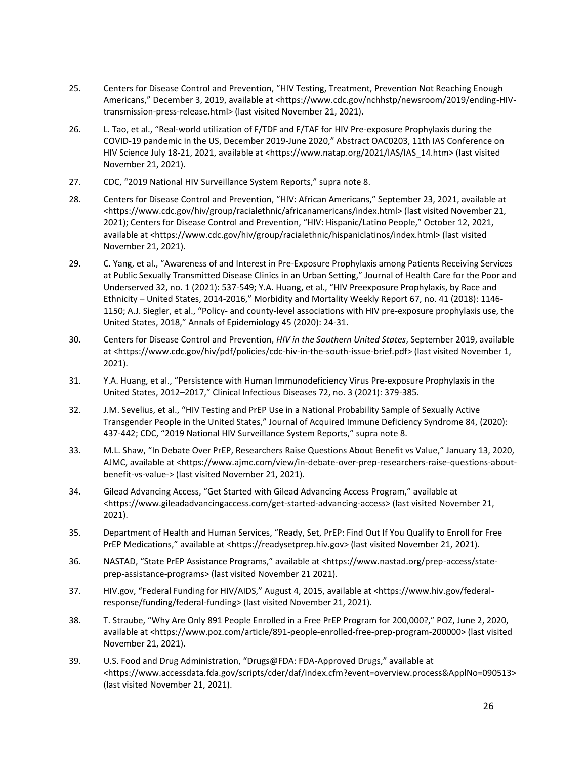25. Centers for Disease Control and Prevention, "HIV Testing, Treatment, Prevention Not Reaching Enough Americans," December 3, 2019, available at <https://www.cdc.gov/nchhstp/newsroom/2019/ending-HIV-transmission-press-release.html> (last visited November 21, 2021).

26. L. Tao, et al., "Real-world utilization of F/TDF and F/TAF for HIV Pre-exposure Prophylaxis during the COVID-19 pandemic in the US, December 2019-June 2020," Abstract OAC0203, 11th IAS Conference on HIV Science July 18-21, 2021, available at <https://www.natap.org/2021/IAS/IAS_14.htm> (last visited November 21, 2021).

27. CDC, "2019 National HIV Surveillance System Reports," supra note 8.

28. Centers for Disease Control and Prevention, "HIV: African Americans," September 23, 2021, available at <https://www.cdc.gov/hiv/group/racialethnic/africanamericans/index.html> (last visited November 21, 2021); Centers for Disease Control and Prevention, "HIV: Hispanic/Latino People," October 12, 2021, available at <https://www.cdc.gov/hiv/group/racialethnic/hispaniclatinos/index.html> (last visited November 21, 2021).

29. C. Yang, et al., "Awareness of and Interest in Pre-Exposure Prophylaxis among Patients Receiving Services at Public Sexually Transmitted Disease Clinics in an Urban Setting," Journal of Health Care for the Poor and Underserved 32, no. 1 (2021): 537-549; Y.A. Huang, et al., "HIV Preexposure Prophylaxis, by Race and Ethnicity – United States, 2014-2016," Morbidity and Mortality Weekly Report 67, no. 41 (2018): 1146-1150; A.J. Siegler, et al., "Policy- and county-level associations with HIV pre-exposure prophylaxis use, the United States, 2018," Annals of Epidemiology 45 (2020): 24-31.

30. Centers for Disease Control and Prevention, *HIV in the Southern United States*, September 2019, available at <https://www.cdc.gov/hiv/pdf/policies/cdc-hiv-in-the-south-issue-brief.pdf> (last visited November 1, 2021).

31. Y.A. Huang, et al., "Persistence with Human Immunodeficiency Virus Pre-exposure Prophylaxis in the United States, 2012–2017," Clinical Infectious Diseases 72, no. 3 (2021): 379-385.

32. J.M. Sevelius, et al., "HIV Testing and PrEP Use in a National Probability Sample of Sexually Active Transgender People in the United States," Journal of Acquired Immune Deficiency Syndrome 84, (2020): 437-442; CDC, "2019 National HIV Surveillance System Reports," supra note 8.

33. M.L. Shaw, "In Debate Over PrEP, Researchers Raise Questions About Benefit vs Value," January 13, 2020, AJMC, available at <https://www.ajmc.com/view/in-debate-over-prep-researchers-raise-questions-about-benefit-vs-value-> (last visited November 21, 2021).

34. Gilead Advancing Access, "Get Started with Gilead Advancing Access Program," available at <https://www.gileadadvancingaccess.com/get-started-advancing-access> (last visited November 21, 2021).

35. Department of Health and Human Services, "Ready, Set, PrEP: Find Out If You Qualify to Enroll for Free PrEP Medications," available at <https://readysetprep.hiv.gov> (last visited November 21, 2021).

36. NASTAD, "State PrEP Assistance Programs," available at <https://www.nastad.org/prep-access/state-prep-assistance-programs> (last visited November 21 2021).

37. HIV.gov, "Federal Funding for HIV/AIDS," August 4, 2015, available at <https://www.hiv.gov/federal-response/funding/federal-funding> (last visited November 21, 2021).

38. T. Straube, "Why Are Only 891 People Enrolled in a Free PrEP Program for 200,000?," POZ, June 2, 2020, available at <https://www.poz.com/article/891-people-enrolled-free-prep-program-200000> (last visited November 21, 2021).

39. U.S. Food and Drug Administration, "Drugs@FDA: FDA-Approved Drugs," available at <https://www.accessdata.fda.gov/scripts/cder/daf/index.cfm?event=overview.process&ApplNo=090513> (last visited November 21, 2021).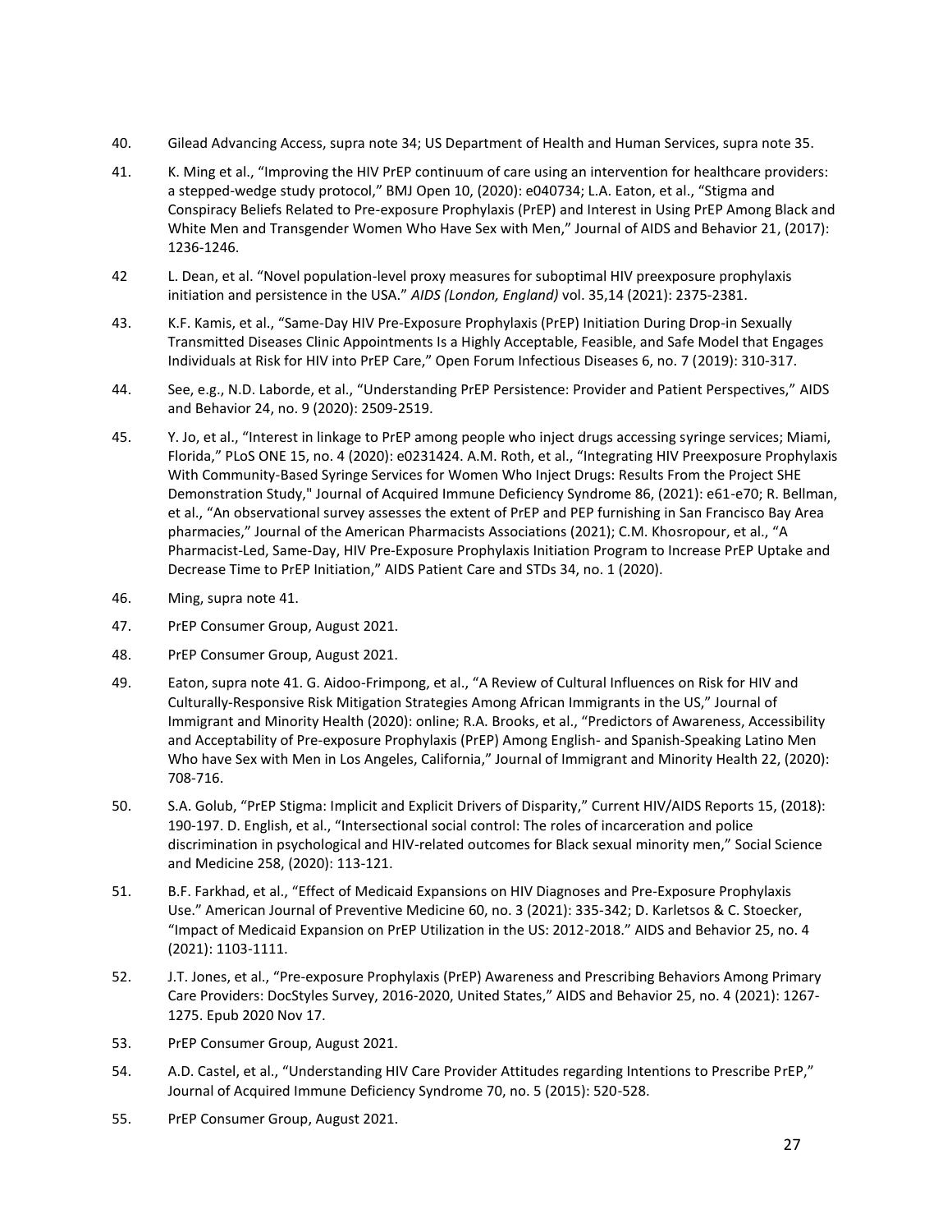40. Gilead Advancing Access, supra note 34; US Department of Health and Human Services, supra note 35.

41. K. Ming et al., "Improving the HIV PrEP continuum of care using an intervention for healthcare providers: a stepped-wedge study protocol," BMJ Open 10, (2020): e040734; L.A. Eaton, et al., "Stigma and Conspiracy Beliefs Related to Pre-exposure Prophylaxis (PrEP) and Interest in Using PrEP Among Black and White Men and Transgender Women Who Have Sex with Men," Journal of AIDS and Behavior 21, (2017): 1236-1246.

42 L. Dean, et al. "Novel population-level proxy measures for suboptimal HIV preexposure prophylaxis initiation and persistence in the USA." *AIDS (London, England)* vol. 35,14 (2021): 2375-2381.

43. K.F. Kamis, et al., "Same-Day HIV Pre-Exposure Prophylaxis (PrEP) Initiation During Drop-in Sexually Transmitted Diseases Clinic Appointments Is a Highly Acceptable, Feasible, and Safe Model that Engages Individuals at Risk for HIV into PrEP Care," Open Forum Infectious Diseases 6, no. 7 (2019): 310-317.

44. See, e.g., N.D. Laborde, et al., "Understanding PrEP Persistence: Provider and Patient Perspectives," AIDS and Behavior 24, no. 9 (2020): 2509-2519.

45. Y. Jo, et al., "Interest in linkage to PrEP among people who inject drugs accessing syringe services; Miami, Florida," PLoS ONE 15, no. 4 (2020): e0231424. A.M. Roth, et al., "Integrating HIV Preexposure Prophylaxis With Community-Based Syringe Services for Women Who Inject Drugs: Results From the Project SHE Demonstration Study," Journal of Acquired Immune Deficiency Syndrome 86, (2021): e61-e70; R. Bellman, et al., "An observational survey assesses the extent of PrEP and PEP furnishing in San Francisco Bay Area pharmacies," Journal of the American Pharmacists Associations (2021); C.M. Khosropour, et al., "A Pharmacist-Led, Same-Day, HIV Pre-Exposure Prophylaxis Initiation Program to Increase PrEP Uptake and Decrease Time to PrEP Initiation," AIDS Patient Care and STDs 34, no. 1 (2020).

46. Ming, supra note 41.

47. PrEP Consumer Group, August 2021.

48. PrEP Consumer Group, August 2021.

49. Eaton, supra note 41. G. Aidoo-Frimpong, et al., "A Review of Cultural Influences on Risk for HIV and Culturally-Responsive Risk Mitigation Strategies Among African Immigrants in the US," Journal of Immigrant and Minority Health (2020): online; R.A. Brooks, et al., "Predictors of Awareness, Accessibility and Acceptability of Pre-exposure Prophylaxis (PrEP) Among English- and Spanish-Speaking Latino Men Who have Sex with Men in Los Angeles, California," Journal of Immigrant and Minority Health 22, (2020): 708-716.

50. S.A. Golub, "PrEP Stigma: Implicit and Explicit Drivers of Disparity," Current HIV/AIDS Reports 15, (2018): 190-197. D. English, et al., "Intersectional social control: The roles of incarceration and police discrimination in psychological and HIV-related outcomes for Black sexual minority men," Social Science and Medicine 258, (2020): 113-121.

51. B.F. Farkhad, et al., "Effect of Medicaid Expansions on HIV Diagnoses and Pre-Exposure Prophylaxis Use." American Journal of Preventive Medicine 60, no. 3 (2021): 335-342; D. Karletsos & C. Stoecker, "Impact of Medicaid Expansion on PrEP Utilization in the US: 2012-2018." AIDS and Behavior 25, no. 4 (2021): 1103-1111.

52. J.T. Jones, et al., "Pre-exposure Prophylaxis (PrEP) Awareness and Prescribing Behaviors Among Primary Care Providers: DocStyles Survey, 2016-2020, United States," AIDS and Behavior 25, no. 4 (2021): 1267-1275. Epub 2020 Nov 17.

53. PrEP Consumer Group, August 2021.

54. A.D. Castel, et al., "Understanding HIV Care Provider Attitudes regarding Intentions to Prescribe PrEP," Journal of Acquired Immune Deficiency Syndrome 70, no. 5 (2015): 520-528.

55. PrEP Consumer Group, August 2021.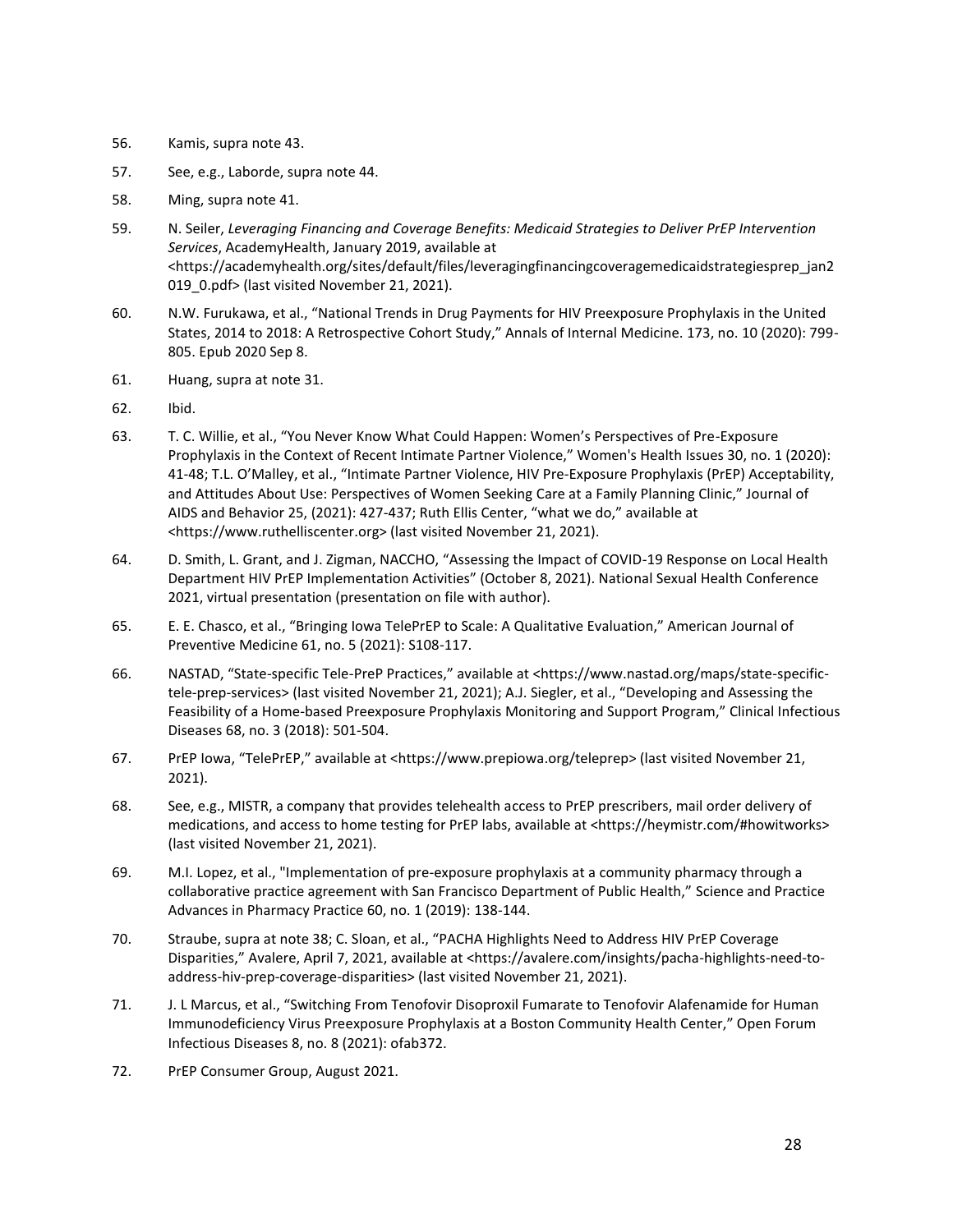56. Kamis, supra note 43.

57. See, e.g., Laborde, supra note 44.

58. Ming, supra note 41.

59. N. Seiler, *Leveraging Financing and Coverage Benefits: Medicaid Strategies to Deliver PrEP Intervention Services*, AcademyHealth, January 2019, available at <https://academyhealth.org/sites/default/files/leveragingfinancingcoveragemedicaidstrategiesprep_jan2019_0.pdf> (last visited November 21, 2021).

60. N.W. Furukawa, et al., "National Trends in Drug Payments for HIV Preexposure Prophylaxis in the United States, 2014 to 2018: A Retrospective Cohort Study," Annals of Internal Medicine. 173, no. 10 (2020): 799-805. Epub 2020 Sep 8.

61. Huang, supra at note 31.

62. Ibid.

63. T. C. Willie, et al., "You Never Know What Could Happen: Women's Perspectives of Pre-Exposure Prophylaxis in the Context of Recent Intimate Partner Violence," Women's Health Issues 30, no. 1 (2020): 41-48; T.L. O'Malley, et al., "Intimate Partner Violence, HIV Pre-Exposure Prophylaxis (PrEP) Acceptability, and Attitudes About Use: Perspectives of Women Seeking Care at a Family Planning Clinic," Journal of AIDS and Behavior 25, (2021): 427-437; Ruth Ellis Center, "what we do," available at <https://www.ruthelliscenter.org> (last visited November 21, 2021).

64. D. Smith, L. Grant, and J. Zigman, NACCHO, "Assessing the Impact of COVID-19 Response on Local Health Department HIV PrEP Implementation Activities" (October 8, 2021). National Sexual Health Conference 2021, virtual presentation (presentation on file with author).

65. E. E. Chasco, et al., "Bringing Iowa TelePrEP to Scale: A Qualitative Evaluation," American Journal of Preventive Medicine 61, no. 5 (2021): S108-117.

66. NASTAD, "State-specific Tele-PreP Practices," available at <https://www.nastad.org/maps/state-specific-tele-prep-services> (last visited November 21, 2021); A.J. Siegler, et al., "Developing and Assessing the Feasibility of a Home-based Preexposure Prophylaxis Monitoring and Support Program," Clinical Infectious Diseases 68, no. 3 (2018): 501-504.

67. PrEP Iowa, "TelePrEP," available at <https://www.prepiowa.org/teleprep> (last visited November 21, 2021).

68. See, e.g., MISTR, a company that provides telehealth access to PrEP prescribers, mail order delivery of medications, and access to home testing for PrEP labs, available at <https://heymistr.com/#howitworks> (last visited November 21, 2021).

69. M.I. Lopez, et al., "Implementation of pre-exposure prophylaxis at a community pharmacy through a collaborative practice agreement with San Francisco Department of Public Health," Science and Practice Advances in Pharmacy Practice 60, no. 1 (2019): 138-144.

70. Straube, supra at note 38; C. Sloan, et al., "PACHA Highlights Need to Address HIV PrEP Coverage Disparities," Avalere, April 7, 2021, available at <https://avalere.com/insights/pacha-highlights-need-to-address-hiv-prep-coverage-disparities> (last visited November 21, 2021).

71. J. L Marcus, et al., "Switching From Tenofovir Disoproxil Fumarate to Tenofovir Alafenamide for Human Immunodeficiency Virus Preexposure Prophylaxis at a Boston Community Health Center," Open Forum Infectious Diseases 8, no. 8 (2021): ofab372.

72. PrEP Consumer Group, August 2021.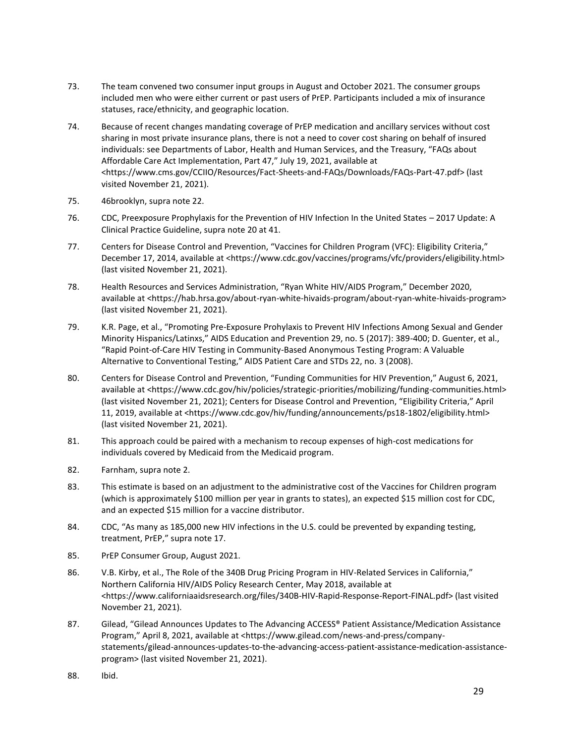73. The team convened two consumer input groups in August and October 2021. The consumer groups included men who were either current or past users of PrEP. Participants included a mix of insurance statuses, race/ethnicity, and geographic location.

74. Because of recent changes mandating coverage of PrEP medication and ancillary services without cost sharing in most private insurance plans, there is not a need to cover cost sharing on behalf of insured individuals: see Departments of Labor, Health and Human Services, and the Treasury, "FAQs about Affordable Care Act Implementation, Part 47," July 19, 2021, available at <https://www.cms.gov/CCIIO/Resources/Fact-Sheets-and-FAQs/Downloads/FAQs-Part-47.pdf> (last visited November 21, 2021).

75. 46brooklyn, supra note 22.

76. CDC, Preexposure Prophylaxis for the Prevention of HIV Infection In the United States – 2017 Update: A Clinical Practice Guideline, supra note 20 at 41.

77. Centers for Disease Control and Prevention, "Vaccines for Children Program (VFC): Eligibility Criteria," December 17, 2014, available at <https://www.cdc.gov/vaccines/programs/vfc/providers/eligibility.html> (last visited November 21, 2021).

78. Health Resources and Services Administration, "Ryan White HIV/AIDS Program," December 2020, available at <https://hab.hrsa.gov/about-ryan-white-hivaids-program/about-ryan-white-hivaids-program> (last visited November 21, 2021).

79. K.R. Page, et al., "Promoting Pre-Exposure Prohylaxis to Prevent HIV Infections Among Sexual and Gender Minority Hispanics/Latinxs," AIDS Education and Prevention 29, no. 5 (2017): 389-400; D. Guenter, et al., "Rapid Point-of-Care HIV Testing in Community-Based Anonymous Testing Program: A Valuable Alternative to Conventional Testing," AIDS Patient Care and STDs 22, no. 3 (2008).

80. Centers for Disease Control and Prevention, "Funding Communities for HIV Prevention," August 6, 2021, available at <https://www.cdc.gov/hiv/policies/strategic-priorities/mobilizing/funding-communities.html> (last visited November 21, 2021); Centers for Disease Control and Prevention, "Eligibility Criteria," April 11, 2019, available at <https://www.cdc.gov/hiv/funding/announcements/ps18-1802/eligibility.html> (last visited November 21, 2021).

81. This approach could be paired with a mechanism to recoup expenses of high-cost medications for individuals covered by Medicaid from the Medicaid program.

82. Farnham, supra note 2.

83. This estimate is based on an adjustment to the administrative cost of the Vaccines for Children program (which is approximately $100 million per year in grants to states), an expected $15 million cost for CDC, and an expected $15 million for a vaccine distributor.

84. CDC, "As many as 185,000 new HIV infections in the U.S. could be prevented by expanding testing, treatment, PrEP," supra note 17.

85. PrEP Consumer Group, August 2021.

86. V.B. Kirby, et al., The Role of the 340B Drug Pricing Program in HIV-Related Services in California," Northern California HIV/AIDS Policy Research Center, May 2018, available at <https://www.californiaaidsresearch.org/files/340B-HIV-Rapid-Response-Report-FINAL.pdf> (last visited November 21, 2021).

87. Gilead, "Gilead Announces Updates to The Advancing ACCESS® Patient Assistance/Medication Assistance Program," April 8, 2021, available at <https://www.gilead.com/news-and-press/company-statements/gilead-announces-updates-to-the-advancing-access-patient-assistance-medication-assistance-program> (last visited November 21, 2021).

88. Ibid.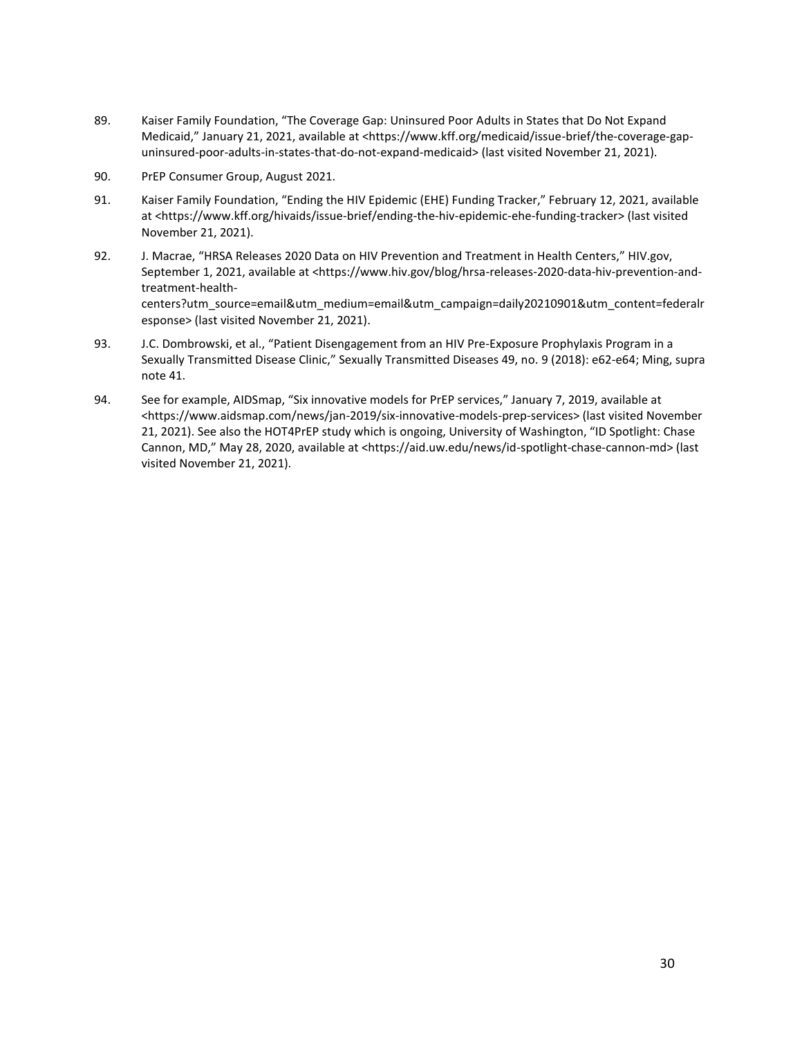89. Kaiser Family Foundation, "The Coverage Gap: Uninsured Poor Adults in States that Do Not Expand Medicaid," January 21, 2021, available at <https://www.kff.org/medicaid/issue-brief/the-coverage-gap-uninsured-poor-adults-in-states-that-do-not-expand-medicaid> (last visited November 21, 2021).

90. PrEP Consumer Group, August 2021.

91. Kaiser Family Foundation, "Ending the HIV Epidemic (EHE) Funding Tracker," February 12, 2021, available at <https://www.kff.org/hivaids/issue-brief/ending-the-hiv-epidemic-ehe-funding-tracker> (last visited November 21, 2021).

92. J. Macrae, "HRSA Releases 2020 Data on HIV Prevention and Treatment in Health Centers," HIV.gov, September 1, 2021, available at <https://www.hiv.gov/blog/hrsa-releases-2020-data-hiv-prevention-and-treatment-health-centers?utm_source=email&utm_medium=email&utm_campaign=daily20210901&utm_content=federalresponse> (last visited November 21, 2021).

93. J.C. Dombrowski, et al., "Patient Disengagement from an HIV Pre-Exposure Prophylaxis Program in a Sexually Transmitted Disease Clinic," Sexually Transmitted Diseases 49, no. 9 (2018): e62-e64; Ming, supra note 41.

94. See for example, AIDSmap, "Six innovative models for PrEP services," January 7, 2019, available at <https://www.aidsmap.com/news/jan-2019/six-innovative-models-prep-services> (last visited November 21, 2021). See also the HOT4PrEP study which is ongoing, University of Washington, "ID Spotlight: Chase Cannon, MD," May 28, 2020, available at <https://aid.uw.edu/news/id-spotlight-chase-cannon-md> (last visited November 21, 2021).